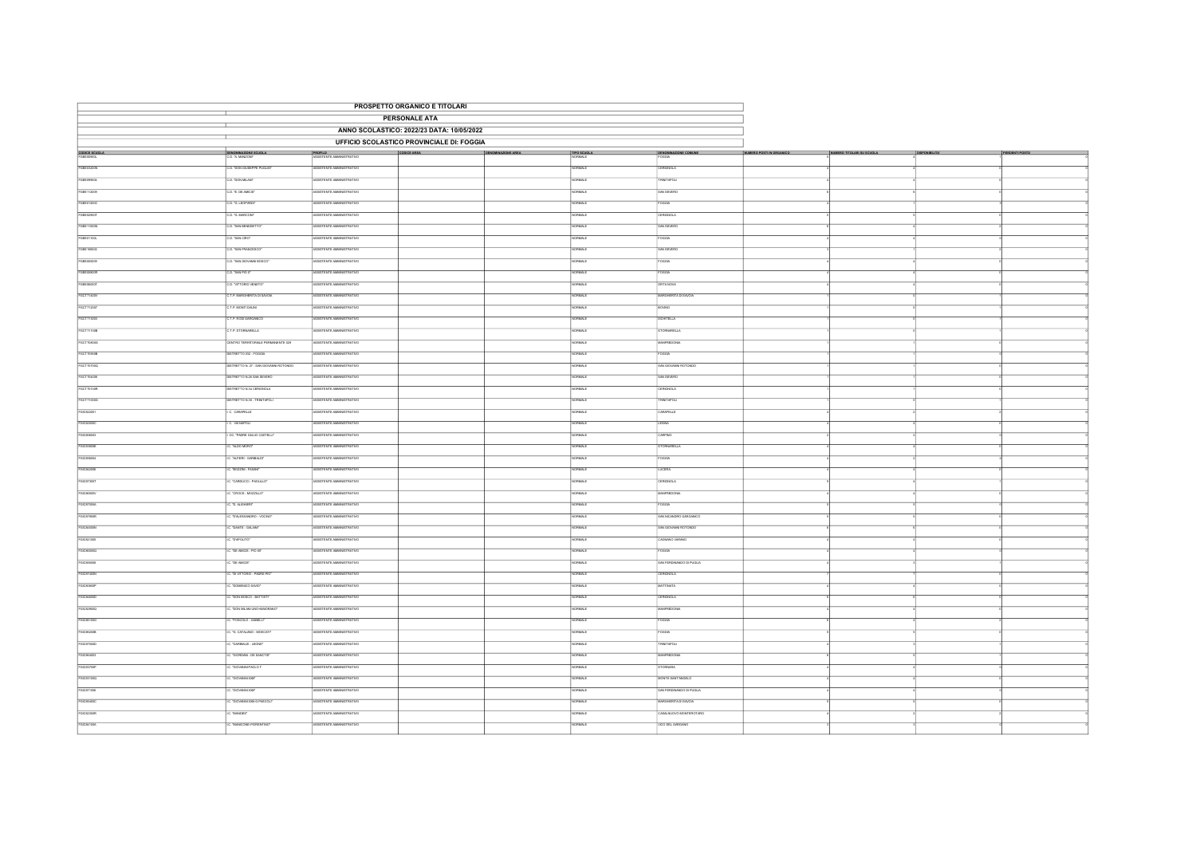# PROSPETTO ORGANICO E TITOLARI

## PERSONALE ATA

### ANNO SCOLASTICO: 2022/23 DATA: 10/05/2022

### UFFICIO SCOLASTICO PROVINCIALE DI: FOGGIA

| CODICE SCUOLA | DENOMINAZIONE SCUOLA | PROFILO | CODICE AREA | DENOMINAZIONE AREA | TIPO SCUOLA | DENOMINAZIONE COMUNE | NUMERO POSTI IN ORGANICO | NUMERO TITOLARI SU SCUOLA | DISPONIBILITA' | PERDENTI POSTO |
|---|---|---|---|---|---|---|---|---|---|---|
| FGEE00800L | C.D. "A. MANZONI" | ASSISTENTE AMMINISTRATIVO | | | NORMALE | FOGGIA | 5 | 4 | 1 | 0 |
| FGEE03200N | C.D. "DON GIUSEPPE PUGLISI" | ASSISTENTE AMMINISTRATIVO | | | NORMALE | CERIGNOLA | 4 | 4 | 0 | 0 |
| FGEE09900A | C.D. "DON MILANI" | ASSISTENTE AMMINISTRATIVO | | | NORMALE | TRINITAPOLI | 4 | 4 | 0 | 0 |
| FGEE11200R | C.D. "E. DE AMICIS" | ASSISTENTE AMMINISTRATIVO | | | NORMALE | SAN SEVERO | 6 | 6 | 0 | 0 |
| FGEE01200C | C.D. "G. LEOPARDI" | ASSISTENTE AMMINISTRATIVO | | | NORMALE | FOGGIA | 4 | 1 | 0 | 0 |
| FGEE02900T | C.D. "G. MARCONI" | ASSISTENTE AMMINISTRATIVO | | | NORMALE | CERIGNOLA | 5 | 5 | 0 | 0 |
| FGEE11000N | C.D. "SAN BENEDETTO" | ASSISTENTE AMMINISTRATIVO | | | NORMALE | SAN SEVERO | 6 | 4 | 2 | 0 |
| FGEE01100L | C.D. "SAN CIRO" | ASSISTENTE AMMINISTRATIVO | | | NORMALE | FOGGIA | 4 | 4 | 0 | 0 |
| FGEE10900C | C.D. "SAN FRANCESCO" | ASSISTENTE AMMINISTRATIVO | | | NORMALE | SAN SEVERO | 5 | 1 | 2 | 0 |
| FGEE00500X | C.D. "SAN GIOVANNI BOSCO" | ASSISTENTE AMMINISTRATIVO | | | NORMALE | FOGGIA | 4 | 4 | 0 | 0 |
| FGEE00600R | C.D. "SAN PIO X" | ASSISTENTE AMMINISTRATIVO | | | NORMALE | FOGGIA | 4 | 4 | 0 | 0 |
| FGEE06000T | C.D. "VITTORIO VENETO" | ASSISTENTE AMMINISTRATIVO | | | NORMALE | ORTA NOVA | 4 | 4 | 0 | 0 |
| FGCT71000X | C.T.P. MARGHERITA DI SAVOIA | ASSISTENTE AMMINISTRATIVO | | | NORMALE | MARGHERITA DI SAVOIA | 1 | 0 | 1 | 0 |
| FGCT71200T | C.T.P. MONTI DAUNI | ASSISTENTE AMMINISTRATIVO | | | NORMALE | BOVINO | 1 | 0 | 1 | 0 |
| FGCT713003 | C.T.P. RODI GARGANICO | ASSISTENTE AMMINISTRATIVO | | | NORMALE | ISCHITELLA | 1 | 0 | 1 | 0 |
| FGCT71100B | C.T.P. STORNARELLA | ASSISTENTE AMMINISTRATIVO | | | NORMALE | STORNARELLA | 1 | 0 | 1 | 0 |
| FGCT70400Q | CENTRO TERRITORIALE PERMANENTE 026 | ASSISTENTE AMMINISTRATIVO | | | NORMALE | MANFREDONIA | 1 | 1 | 0 | 0 |
| FGCT70600B | DISTRETTO 032 - FOGGIA | ASSISTENTE AMMINISTRATIVO | | | NORMALE | FOGGIA | 1 | 1 | 0 | 0 |
| FGCT70700Q | DISTRETTO N. 27 - SAN GIOVANNI ROTONDO | ASSISTENTE AMMINISTRATIVO | | | NORMALE | SAN GIOVANNI ROTONDO | 1 | 1 | 0 | 0 |
| FGCT70400B | DISTRETTO N.28 SAN SEVERO | ASSISTENTE AMMINISTRATIVO | | | NORMALE | SAN SEVERO | 1 | 1 | 0 | 0 |
| FGCT70100R | DISTRETTO N.34 CERIGNOLA | ASSISTENTE AMMINISTRATIVO | | | NORMALE | CERIGNOLA | 1 | 1 | 0 | 0 |
| FGCT70300G | DISTRETTO N.35 - TRINITAPOLI | ASSISTENTE AMMINISTRATIVO | | | NORMALE | TRINITAPOLI | 1 | 0 | 1 | 0 |
| FGIC822001 | I.C. CARAPELLE | ASSISTENTE AMMINISTRATIVO | | | NORMALE | CARAPELLE | 4 | 2 | 2 | 0 |
| FGIC82500C | I.C. VIA NAPOLI | ASSISTENTE AMMINISTRATIVO | | | NORMALE | LESINA | 4 | 4 | 0 | 0 |
| FGIC80900D | I. OC. "PADRE GIULIO CASTELLI" | ASSISTENTE AMMINISTRATIVO | | | NORMALE | CARPINO | 2 | 2 | 0 | 0 |
| FGIC85600B | I.C. "ALDO MORO" | ASSISTENTE AMMINISTRATIVO | | | NORMALE | STORNARELLA | 4 | 4 | 0 | 0 |
| FGIC856004 | I.C. "ALFIERI - GARIBALDI" | ASSISTENTE AMMINISTRATIVO | | | NORMALE | FOGGIA | 4 | 2 | 0 | 0 |
| FGIC86200B | I.C. "BOZZINI - FASANI" | ASSISTENTE AMMINISTRATIVO | | | NORMALE | LUCERA | 4 | 4 | 0 | 0 |
| FGIC873007 | I.C. "CARDUCCI - PAOLILLO" | ASSISTENTE AMMINISTRATIVO | | | NORMALE | CERIGNOLA | 5 | 4 | 1 | 0 |
| FGIC86500V | I.C. "CROCE - MOZZILLO" | ASSISTENTE AMMINISTRATIVO | | | NORMALE | MANFREDONIA | 4 | 4 | 0 | 0 |
| FGIC87200L | I.C. "D. ALIGHIERI" | ASSISTENTE AMMINISTRATIVO | | | NORMALE | FOGGIA | 5 | 5 | 0 | 0 |
| FGIC87900R | I.C. "D'ALESSANDRO - VOCINO" | ASSISTENTE AMMINISTRATIVO | | | NORMALE | SAN NICANDRO GARGANICO | 5 | 5 | 0 | 0 |
| FGIC84300N | I.C. "DANTE - GALIANI" | ASSISTENTE AMMINISTRATIVO | | | NORMALE | SAN GIOVANNI ROTONDO | 6 | 6 | 0 | 0 |
| FGIC821009 | I.C. "DAPOLITO" | ASSISTENTE AMMINISTRATIVO | | | NORMALE | CAGNANO VARANO | 4 | 4 | 0 | 0 |
| FGIC86200Q | I.C. "DE AMICIS - PIO XII" | ASSISTENTE AMMINISTRATIVO | | | NORMALE | FOGGIA | 4 | 4 | 0 | 0 |
| FGIC86500B | I.C. "DE AMICIS" | ASSISTENTE AMMINISTRATIVO | | | NORMALE | SAN FERDINANDO DI PUGLIA | 4 | 3 | 1 | 0 |
| FGIC87400N | I.C. "DI VITTORIO - PADRE PIO" | ASSISTENTE AMMINISTRATIVO | | | NORMALE | CERIGNOLA | 7 | 7 | 0 | 0 |
| FGIC80900P | I.C. "DOMENICO SAVIO" | ASSISTENTE AMMINISTRATIVO | | | NORMALE | MATTINATA | 4 | 4 | 0 | 0 |
| FGIC84400D | I.C. "DON BOSCO - BATTISTI" | ASSISTENTE AMMINISTRATIVO | | | NORMALE | CERIGNOLA | 6 | 6 | 0 | 0 |
| FGIC82900Q | I.C. "DON MILANI UNO+MAIOROMO" | ASSISTENTE AMMINISTRATIVO | | | NORMALE | MANFREDONIA | 4 | 4 | 0 | 0 |
| FGIC86100G | I.C. "FOSCOLO - GABELLI" | ASSISTENTE AMMINISTRATIVO | | | NORMALE | FOGGIA | 6 | 4 | 2 | 0 |
| FGIC86200B | I.C. "G. CATALANO - MOSCATI" | ASSISTENTE AMMINISTRATIVO | | | NORMALE | FOGGIA | 5 | 5 | 0 | 0 |
| FGIC87000D | I.C. "GARIBALDI - LEONE" | ASSISTENTE AMMINISTRATIVO | | | NORMALE | TRINITAPOLI | 4 | 3 | 1 | 0 |
| FGIC864003 | I.C. "GIORDANI - DE SANCTIS" | ASSISTENTE AMMINISTRATIVO | | | NORMALE | MANFREDONIA | 6 | 5 | 1 | 0 |
| FGIC83700P | I.C. "GIOVANNI PAOLO I" | ASSISTENTE AMMINISTRATIVO | | | NORMALE | STORNARA | 4 | 4 | 0 | 0 |
| FGIC81100Q | I.C. "GIOVANNI XXIII" | ASSISTENTE AMMINISTRATIVO | | | NORMALE | MONTE SANT'ANGELO | 4 | 4 | 0 | 0 |
| FGIC871008 | I.C. "GIOVANNI XXIII" | ASSISTENTE AMMINISTRATIVO | | | NORMALE | SAN FERDINANDO DI PUGLIA | 4 | 4 | 0 | 0 |
| FGIC85400C | I.C. "GIOVANNI XXIII-G.PASCOLI" | ASSISTENTE AMMINISTRATIVO | | | NORMALE | MARGHERITA DI SAVOIA | 5 | 5 | 0 | 0 |
| FGIC82300R | I.C. "MANDES" | ASSISTENTE AMMINISTRATIVO | | | NORMALE | CASALNUOVO MONTEROTARO | 4 | 2 | 2 | 0 |
| FGIC84100L | I.C. "MANICONE-FIORENTINO" | ASSISTENTE AMMINISTRATIVO | | | NORMALE | VICO DEL GARGANO | 3 | 3 | 0 | 0 |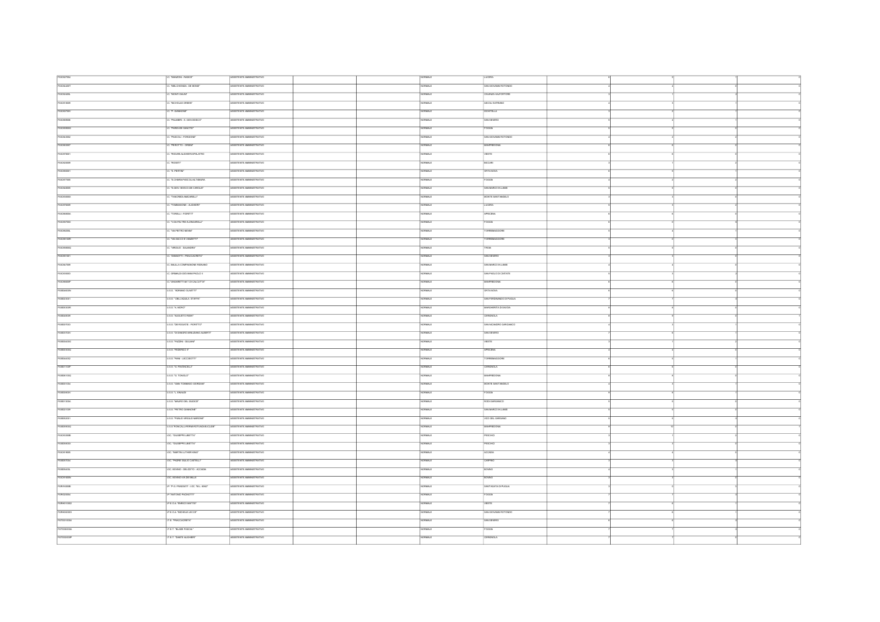| | | | | | | | | | | | |
|---|---|---|---|---|---|---|---|---|---|---|---|
| FGIC827004 | I.C. "MANZONI - RADICE" | ASSISTENTE AMMINISTRATIVO | | | NORMALE | LUCERA | 4 | 5 | 1 | 0 |
| FGIC84400T | I.C. "MELCHIONDA - DE BONIS" | ASSISTENTE AMMINISTRATIVO | | | NORMALE | SAN GIOVANNI ROTONDO | 4 | 4 | 0 | 0 |
| FGIC82400L | I.C. "MONTI DAUNI" | ASSISTENTE AMMINISTRATIVO | | | NORMALE | CELENZA VALFORTORE | 5 | 7 | 2 | 0 |
| FGIC818009 | I.C. "NICHOLAS GREEN" | ASSISTENTE AMMINISTRATIVO | | | NORMALE | ASCOLI SATRIANO | 4 | 3 | 1 | 0 |
| FGIC83700V | I.C. "P. GIANNONE" | ASSISTENTE AMMINISTRATIVO | | | NORMALE | ISCHITELLA | 3 | 3 | 1 | 0 |
| FGIC85900B | I.C. "PALMIERI - S. GIOV.BOSCO" | ASSISTENTE AMMINISTRATIVO | | | NORMALE | SAN SEVERO | 5 | 4 | 1 | 0 |
| FGIC86600D | I.C. "PARISI-DE SANCTIS" | ASSISTENTE AMMINISTRATIVO | | | NORMALE | FOGGIA | 5 | 5 | 0 | 0 |
| FGIC843002 | I.C. "PASCOLI - FORGIONE" | ASSISTENTE AMMINISTRATIVO | | | NORMALE | SAN GIOVANNI ROTONDO | 4 | 2 | 2 | 0 |
| FGIC863007 | I.C. "PEROTTO - ORSINI" | ASSISTENTE AMMINISTRATIVO | | | NORMALE | MANFREDONIA | 6 | 6 | 0 | 0 |
| FGIC878001 | I.C. "RODARI-ALIGHIERI-SPALATRO" | ASSISTENTE AMMINISTRATIVO | | | NORMALE | VIESTE | 6 | 6 | 0 | 0 |
| FGIC82000B | I.C. "ROSETI" | ASSISTENTE AMMINISTRATIVO | | | NORMALE | BICCARI | 3 | 1 | 2 | 0 |
| FGIC858001 | I.C. "S. PERTINI" | ASSISTENTE AMMINISTRATIVO | | | NORMALE | ORTA NOVA | 6 | 5 | 1 | 0 |
| FGIC877005 | I.C. "S.CHIARA-PASCOLI-ALTAMURA" | ASSISTENTE AMMINISTRATIVO | | | NORMALE | FOGGIA | 4 | 2 | 2 | 0 |
| FGIC848005 | I.C. "S.GIOV. BOSCO-DE CAROLIS" | ASSISTENTE AMMINISTRATIVO | | | NORMALE | SAN MARCO IN LAMIS | 5 | 5 | 0 | 0 |
| FGIC83500X | I.C. "TANCREDI-AMICARELLI" | ASSISTENTE AMMINISTRATIVO | | | NORMALE | MONTE SANT'ANGELO | 3 | 3 | 0 | 0 |
| FGIC876009 | I.C. "TOMMASONE - ALIGHIERI" | ASSISTENTE AMMINISTRATIVO | | | NORMALE | LUCERA | 5 | 3 | 2 | 0 |
| FGIC86900A | I.C. "TORELLI - FIORITTI" | ASSISTENTE AMMINISTRATIVO | | | NORMALE | APRICENA | 6 | 6 | 0 | 0 |
| FGIC87500D | I.C. "V.DA FELTRE-N.ZINGARELLI" | ASSISTENTE AMMINISTRATIVO | | | NORMALE | FOGGIA | 6 | 6 | 0 | 0 |
| FGIC86200L | I.C. "VIA PIETRO NENNI" | ASSISTENTE AMMINISTRATIVO | | | NORMALE | TORREMAGGIORE | 5 | 4 | 1 | 0 |
| FGIC86100R | I.C. "VIA SACCO E VANZETTI" | ASSISTENTE AMMINISTRATIVO | | | NORMALE | TORREMAGGIORE | 3 | 0 | 3 | 0 |
| FGIC85600G | I.C. "VIRGILIO - SALANDRA" | ASSISTENTE AMMINISTRATIVO | | | NORMALE | TROIA | 5 | 5 | 0 | 0 |
| FGIC861001 | I.C. "ZANNOTTI - FRACCACRETA" | ASSISTENTE AMMINISTRATIVO | | | NORMALE | SAN SEVERO | 3 | 3 | 0 | 0 |
| FGIC847009 | I.C. BALILLA COMPAGNONE RIGNANO | ASSISTENTE AMMINISTRATIVO | | | NORMALE | SAN MARCO IN LAMIS | 4 | 4 | 0 | 0 |
| FGIC82500G | I.C. GRIMALDI-GIOVANNI PAOLO II | ASSISTENTE AMMINISTRATIVO | | | NORMALE | SAN PAOLO DI CIVITATE | 5 | 3 | 2 | 0 |
| FGIC86500P | I.C."MADRE TERESA DI CALCUTTA" | ASSISTENTE AMMINISTRATIVO | | | NORMALE | MANFREDONIA | 6 | 6 | 0 | 0 |
| FGIS04400N | I.I.S.S. "ADRIANO OLIVETTI" | ASSISTENTE AMMINISTRATIVO | | | NORMALE | ORTA NOVA | 6 | 6 | 0 | 0 |
| FGIS023001 | I.I.S.S. " DELL'AQUILA- STAFFA" | ASSISTENTE AMMINISTRATIVO | | | NORMALE | SAN FERDINANDO DI PUGLIA | 7 | 7 | 0 | 0 |
| FGIS03300R | I.I.S.S. "A. MORO" | ASSISTENTE AMMINISTRATIVO | | | NORMALE | MARGHERITA DI SAVOIA | 4 | 4 | 0 | 0 |
| FGIS04600D | I.I.S.S. "AUGUSTO RIGHI" | ASSISTENTE AMMINISTRATIVO | | | NORMALE | CERIGNOLA | 8 | 8 | 0 | 1 |
| FGIS007003 | I.I.S.S. "DE ROGATIS - FIORITTO" | ASSISTENTE AMMINISTRATIVO | | | NORMALE | SAN NICANDRO GARGANICO | 4 | 3 | 1 | 0 |
| FGIS01700V | I.I.S.S. "DI SANGRO-MINUZIANO-ALBERTI" | ASSISTENTE AMMINISTRATIVO | | | NORMALE | SAN SEVERO | 7 | 6 | 1 | 0 |
| FGIS00400G | I.I.S.S. "FAZZINI - GIULIANI" | ASSISTENTE AMMINISTRATIVO | | | NORMALE | VIESTE | 3 | 1 | 2 | 0 |
| FGIS00300Q | I.I.S.S. "FEDERICO II" | ASSISTENTE AMMINISTRATIVO | | | NORMALE | APRICENA | 4 | 4 | 0 | 0 |
| FGIS044002 | I.I.S.S. "FIANI - LECCISOTTI" | ASSISTENTE AMMINISTRATIVO | | | NORMALE | TORREMAGGIORE | 6 | 5 | 1 | 0 |
| FGIS01100P | I.I.S.S. "G. PAVONCELLI" | ASSISTENTE AMMINISTRATIVO | | | NORMALE | CERIGNOLA | 6 | 6 | 0 | 0 |
| FGIS012002 | I.I.S.S. "G. TONIOLO" | ASSISTENTE AMMINISTRATIVO | | | NORMALE | MANFREDONIA | 6 | 6 | 0 | 0 |
| FGIS01700A | I.I.S.S. "GIAN TOMMASO GIORDANI" | ASSISTENTE AMMINISTRATIVO | | | NORMALE | MONTE SANT'ANGELO | 4 | 3 | 1 | 0 |
| FGIS00600V | I.I.S.S. "L. EINAUDI" | ASSISTENTE AMMINISTRATIVO | | | NORMALE | FOGGIA | 8 | 8 | 1 | 0 |
| FGIS01300A | I.I.S.S. "MAURO DEL GIUDICE" | ASSISTENTE AMMINISTRATIVO | | | NORMALE | RODI GARGANICO | 5 | 5 | 0 | 0 |
| FGIS021009 | I.I.S.S. "PIETRO GIANNONE" | ASSISTENTE AMMINISTRATIVO | | | NORMALE | SAN MARCO IN LAMIS | 5 | 5 | 0 | 0 |
| FGIS002001 | I.I.S.S. "PUBLIO VIRGILIO MARONE" | ASSISTENTE AMMINISTRATIVO | | | NORMALE | VICO DEL GARGANO | 5 | 5 | 0 | 0 |
| FGIS059002 | I.I.S.S."RONCALLI-FERMI-ROTUNDI-EUCLIDE" | ASSISTENTE AMMINISTRATIVO | | | NORMALE | MANFREDONIA | 9 | 10 | 0 | 1 |
| FGIC83300B | I.O.C. "GIUSEPPE LIBETTA" | ASSISTENTE AMMINISTRATIVO | | | NORMALE | PESCHICI | 3 | 1 | 2 | 0 |
| FGIS05400X | I.O.C. "GIUSEPPE LIBETTA" | ASSISTENTE AMMINISTRATIVO | | | NORMALE | PESCHICI | 3 | 3 | 0 | 0 |
| FGIC819005 | I.O.C. "MARTIN LUTHER KING" | ASSISTENTE AMMINISTRATIVO | | | NORMALE | ACCADIA | 4 | 4 | 0 | 0 |
| FGIS057004 | I.O.C. "PADRE GIULIO CASTELLI" | ASSISTENTE AMMINISTRATIVO | | | NORMALE | CARPINO | 3 | 3 | 0 | 0 |
| FGIS05400L | I.O.C. BOVINO - DELICETO - ACCADIA | ASSISTENTE AMMINISTRATIVO | | | NORMALE | BOVINO | 4 | 3 | 1 | 0 |
| FGIC81600N | I.O.C. BOVINO VIA DEI MILLE | ASSISTENTE AMMINISTRATIVO | | | NORMALE | BOVINO | 3 | 3 | 0 | 0 |
| FGRI01000B | IP "P.G. FRASSATI" - I.O.C. "M.L. KING" | ASSISTENTE AMMINISTRATIVO | | | NORMALE | SANT'AGATA DI PUGLIA | 3 | 0 | 3 | 0 |
| FGRI020002 | IP "ANTONIO PACINOTTI" | ASSISTENTE AMMINISTRATIVO | | | NORMALE | FOGGIA | 7 | 7 | 0 | 0 |
| FGRH010002 | IP E.O.A. "ENRICO MATTEI" | ASSISTENTE AMMINISTRATIVO | | | NORMALE | VIESTE | 7 | 6 | 1 | 0 |
| FGRH060003 | IP E.O.A. "MICHELE LECCE" | ASSISTENTE AMMINISTRATIVO | | | NORMALE | SAN GIOVANNI ROTONDO | 7 | 6 | 1 | 0 |
| FGTD010004 | I.T.E. "FRACCACRETA" | ASSISTENTE AMMINISTRATIVO | | | NORMALE | SAN SEVERO | 6 | 6 | 0 | 0 |
| FGTD08000A | I.T.E.T. "BLAISE PASCAL" | ASSISTENTE AMMINISTRATIVO | | | NORMALE | FOGGIA | 7 | 7 | 0 | 0 |
| FGTD02000P | I.T.E.T. "DANTE ALIGHIERI" | ASSISTENTE AMMINISTRATIVO | | | NORMALE | CERIGNOLA | 7 | 7 | 0 | 0 |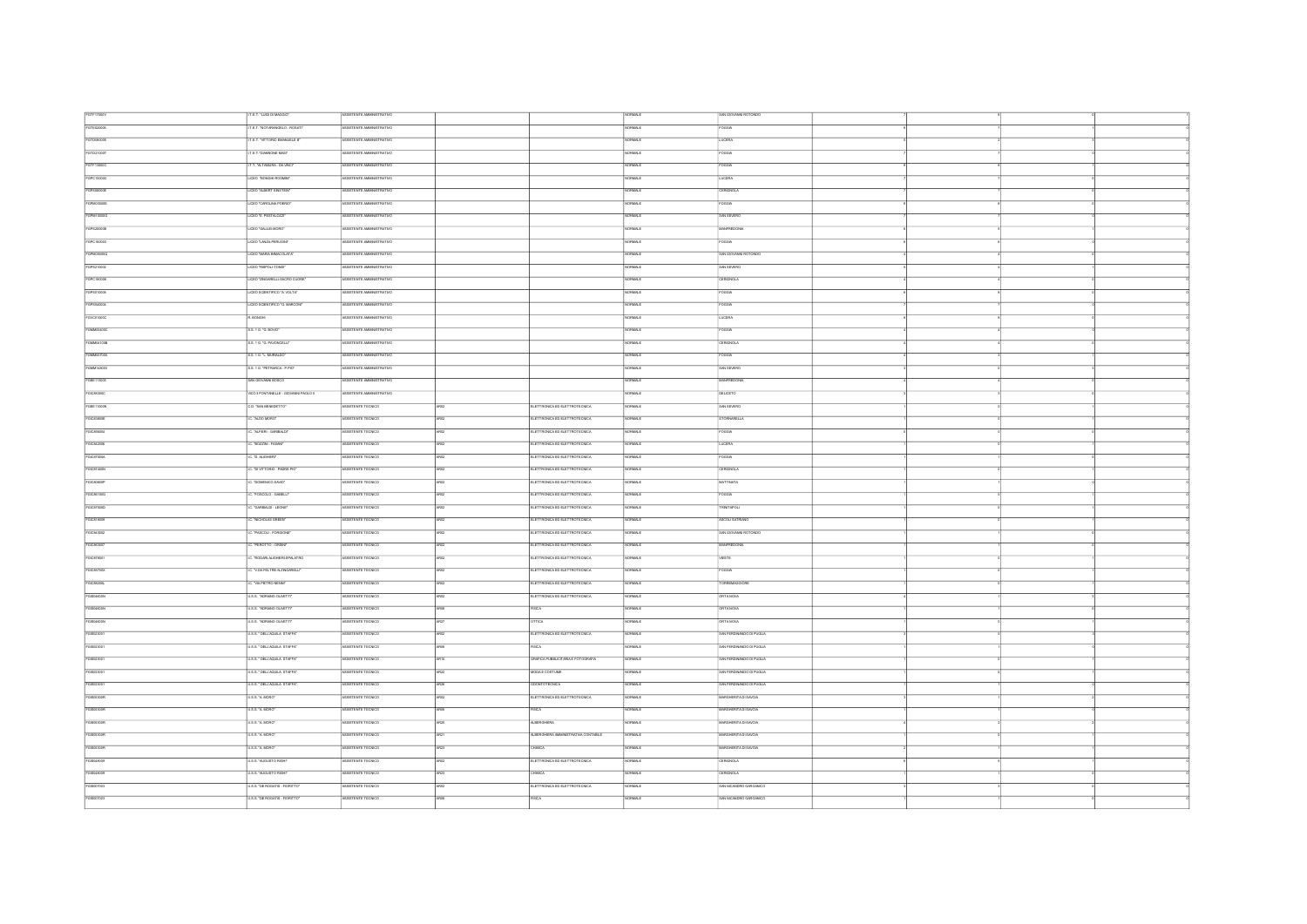| | | | | | | | | | | |
|---|---|---|---|---|---|---|---|---|---|---|
| FGTF17000V | I.T.E.T. "LUIGI DI MAGGIO" | ASSISTENTE AMMINISTRATIVO | | | NORMALE | SAN GIOVANNI ROTONDO | 7 | 8 | 0 | 1 |
| FGTE020006 | I.T.E.T. "NOTARANGELO - ROSATI" | ASSISTENTE AMMINISTRATIVO | | | NORMALE | FOGGIA | 8 | 7 | 1 | 0 |
| FGTD060005 | I.T.E.T. "VITTORIO EMANUELE III" | ASSISTENTE AMMINISTRATIVO | | | NORMALE | LUCERA | 5 | 2 | 3 | 0 |
| FGTD21000T | I.T.E.T."GIANNONE MASI" | ASSISTENTE AMMINISTRATIVO | | | NORMALE | FOGGIA | 7 | 7 | 0 | 0 |
| FGTF13000C | IT.T. "ALTAMURA - DA VINCI" | ASSISTENTE AMMINISTRATIVO | | | NORMALE | FOGGIA | 8 | 9 | 1 | 0 |
| FGPC15000C | LICEO "BONGHI-ROSMINI" | ASSISTENTE AMMINISTRATIVO | | | NORMALE | LUCERA | 7 | 7 | 0 | 0 |
| FGPS08000E | LICEO "ALBERT EINSTEIN" | ASSISTENTE AMMINISTRATIVO | | | NORMALE | CERIGNOLA | 7 | 7 | 0 | 0 |
| FGPM03000E | LICEO "CAROLINA POERIO" | ASSISTENTE AMMINISTRATIVO | | | NORMALE | FOGGIA | 8 | 8 | 0 | 0 |
| FGPM10000G | LICEO "E. PESTALOZZI" | ASSISTENTE AMMINISTRATIVO | | | NORMALE | SAN SEVERO | 7 | 7 | 0 | 0 |
| FGPS20000B | LICEO "GALILEI-MORO" | ASSISTENTE AMMINISTRATIVO | | | NORMALE | MANFREDONIA | 6 | 5 | 1 | 0 |
| FGPC160003 | LICEO "LANZA-PERUGINI" | ASSISTENTE AMMINISTRATIVO | | | NORMALE | FOGGIA | 6 | 6 | 0 | 0 |
| FGPM05000Q | LICEO "MARIA IMMACOLATA" | ASSISTENTE AMMINISTRATIVO | | | NORMALE | SAN GIOVANNI ROTONDO | 4 | 4 | 0 | 0 |
| FGPS210002 | LICEO "RISPOLI-TONDI" | ASSISTENTE AMMINISTRATIVO | | | NORMALE | SAN SEVERO | 5 | 4 | 1 | 0 |
| FGPC180008 | LICEO "ZINGARELLI-SACRO CUORE" | ASSISTENTE AMMINISTRATIVO | | | NORMALE | CERIGNOLA | 4 | 4 | 0 | 0 |
| FGPS010008 | LICEO SCIENTIFICO "A.VOLTA" | ASSISTENTE AMMINISTRATIVO | | | NORMALE | FOGGIA | 6 | 6 | 0 | 0 |
| FGPS040004 | LICEO SCIENTIFICO "G. MARCONI" | ASSISTENTE AMMINISTRATIVO | | | NORMALE | FOGGIA | 7 | 7 | 0 | 0 |
| FGIC01000C | R. BONGHI | ASSISTENTE AMMINISTRATIVO | | | NORMALE | LUCERA | 6 | 6 | 0 | 0 |
| FGMM00400C | S.S. 1 G. "D. BOVIO" | ASSISTENTE AMMINISTRATIVO | | | NORMALE | FOGGIA | 4 | 4 | 0 | 0 |
| FGMM04100B | S.S. 1 G. "G. PAVONCELLI" | ASSISTENTE AMMINISTRATIVO | | | NORMALE | CERIGNOLA | 4 | 4 | 0 | 0 |
| FGMM00700X | S.S. 1 G. "L. MURIALDO" | ASSISTENTE AMMINISTRATIVO | | | NORMALE | FOGGIA | 4 | 3 | 1 | 0 |
| FGMM14000G | S.S. 1 G. "PETRARCA - P.PIO" | ASSISTENTE AMMINISTRATIVO | | | NORMALE | SAN SEVERO | 3 | 0 | 3 | 0 |
| FGEE11300X | SAN GIOVANNI BOSCO | ASSISTENTE AMMINISTRATIVO | | | NORMALE | MANFREDONIA | 4 | 4 | 0 | 0 |
| FGIC84000C | VICO II FONTANELLE - GIOVANNI PAOLO II | ASSISTENTE AMMINISTRATIVO | | | NORMALE | DELICETO | 0 | 3 | 0 | 0 |
| FGEE11000N | C.D. "SAN BENEDETTO" | ASSISTENTE TECNICO | AR02 | ELETTRONICA ED ELETTROTECNICA | NORMALE | SAN SEVERO | 1 | 0 | 1 | 0 |
| FGIC85800E | I.C. "ALDO MORO" | ASSISTENTE TECNICO | AR02 | ELETTRONICA ED ELETTROTECNICA | NORMALE | STORNARELLA | 1 | 0 | 1 | 0 |
| FGIC856004 | I.C. "ALFIERI - GARIBALDI" | ASSISTENTE TECNICO | AR02 | ELETTRONICA ED ELETTROTECNICA | NORMALE | FOGGIA | 0 | 0 | 0 | 0 |
| FGIC84200G | I.C. "BOZZINI - FASANI" | ASSISTENTE TECNICO | AR02 | ELETTRONICA ED ELETTROTECNICA | NORMALE | LUCERA | 1 | 0 | 1 | 0 |
| FGIC87500A | I.C. "D. ALIGHIERI" | ASSISTENTE TECNICO | AR02 | ELETTRONICA ED ELETTROTECNICA | NORMALE | FOGGIA | 1 | 1 | 0 | 0 |
| FGIC81400N | I.C. "DI VITTORIO - PADRE PIO" | ASSISTENTE TECNICO | AR02 | ELETTRONICA ED ELETTROTECNICA | NORMALE | CERIGNOLA | 1 | 0 | 1 | 0 |
| FGIC82900P | I.C. "DOMENICO SAVIO" | ASSISTENTE TECNICO | AR02 | ELETTRONICA ED ELETTROTECNICA | NORMALE | MATTINATA | 1 | 1 | 0 | 0 |
| FGIC86100D | I.C. "FOSCOLO - GABELLI" | ASSISTENTE TECNICO | AR02 | ELETTRONICA ED ELETTROTECNICA | NORMALE | FOGGIA | 1 | 0 | 1 | 0 |
| FGIC87600D | I.C. "GARIBALDI - LEONE" | ASSISTENTE TECNICO | AR02 | ELETTRONICA ED ELETTROTECNICA | NORMALE | TRINITAPOLI | 1 | 0 | 1 | 0 |
| FGIC818008 | I.C. "NICHOLAS GREEN" | ASSISTENTE TECNICO | AR02 | ELETTRONICA ED ELETTROTECNICA | NORMALE | ASCOLI SATRIANO | 1 | 0 | 1 | 0 |
| FGIC843002 | I.C. "PASCOLI - FORGIONE" | ASSISTENTE TECNICO | AR02 | ELETTRONICA ED ELETTROTECNICA | NORMALE | SAN GIOVANNI ROTONDO | 1 | 1 | 0 | 0 |
| FGIC863007 | I.C. "PEROTTO - ORSINI" | ASSISTENTE TECNICO | AR02 | ELETTRONICA ED ELETTROTECNICA | NORMALE | MANFREDONIA | 1 | 0 | 1 | 0 |
| FGIC878001 | I.C. "RODARI-ALIGHIERI-SPALATRO" | ASSISTENTE TECNICO | AR02 | ELETTRONICA ED ELETTROTECNICA | NORMALE | VIESTE | 1 | 0 | 1 | 0 |
| FGIC85700X | I.C. "VIA PELTRIE-ALDINGARELLI" | ASSISTENTE TECNICO | AR02 | ELETTRONICA ED ELETTROTECNICA | NORMALE | FOGGIA | 1 | 0 | 1 | 0 |
| FGIC86200L | I.C. "VIA PIETRO NENNI" | ASSISTENTE TECNICO | AR02 | ELETTRONICA ED ELETTROTECNICA | NORMALE | TORREMAGGIORE | 1 | 0 | 1 | 0 |
| FGIS04400N | I.I.S.S. "ADRIANO OLIVETTI" | ASSISTENTE TECNICO | AR02 | ELETTRONICA ED ELETTROTECNICA | NORMALE | ORTA NOVA | 4 | 1 | 3 | 0 |
| FGIS04400N | I.I.S.S. "ADRIANO OLIVETTI" | ASSISTENTE TECNICO | AR08 | FISICA | NORMALE | ORTA NOVA | 1 | 1 | 0 | 0 |
| FGIS04400N | I.I.S.S. "ADRIANO OLIVETTI" | ASSISTENTE TECNICO | AR27 | OTTICA | NORMALE | ORTA NOVA | 1 | 0 | 1 | 0 |
| FGIS023001 | I.I.S.S. " DELL'AQUILA STAFFA" | ASSISTENTE TECNICO | AR02 | ELETTRONICA ED ELETTROTECNICA | NORMALE | SAN FERDINANDO DI PUGLIA | 3 | 0 | 3 | 0 |
| FGIS023001 | I.I.S.S. " DELL'AQUILA STAFFA" | ASSISTENTE TECNICO | AR08 | FISICA | NORMALE | SAN FERDINANDO DI PUGLIA | 1 | 1 | 0 | 0 |
| FGIS023001 | I.I.S.S. " DELL'AQUILA STAFFA" | ASSISTENTE TECNICO | AR10 | GRAFICA PUBBLICITARIA E FOTOGRAFIA | NORMALE | SAN FERDINANDO DI PUGLIA | 1 | 0 | 1 | 0 |
| FGIS023001 | I.I.S.S. " DELL'AQUILA STAFFA" | ASSISTENTE TECNICO | AR22 | MODA E COSTUME | NORMALE | SAN FERDINANDO DI PUGLIA | 1 | 0 | 1 | 0 |
| FGIS023001 | I.I.S.S. " DELL'AQUILA STAFFA" | ASSISTENTE TECNICO | AR26 | ODONTOTECNICA | NORMALE | SAN FERDINANDO DI PUGLIA | 1 | 1 | 0 | 0 |
| FGIS00300R | I.I.S.S. "A. MORO" | ASSISTENTE TECNICO | AR02 | ELETTRONICA ED ELETTROTECNICA | NORMALE | MARGHERITA DI SAVOIA | 3 | 1 | 2 | 0 |
| FGIS00300R | I.I.S.S. "A. MORO" | ASSISTENTE TECNICO | AR08 | FISICA | NORMALE | MARGHERITA DI SAVOIA | 1 | 1 | 0 | 0 |
| FGIS00300R | I.I.S.S. "A. MORO" | ASSISTENTE TECNICO | AR20 | ALBERGHIERA | NORMALE | MARGHERITA DI SAVOIA | 4 | 2 | 2 | 0 |
| FGIS00300R | I.I.S.S. "A. MORO" | ASSISTENTE TECNICO | AR21 | ALBERGHIERA AMMINISTRATIVA CONTABILE | NORMALE | MARGHERITA DI SAVOIA | 1 | 0 | 1 | 0 |
| FGIS00300R | I.I.S.S. "A. MORO" | ASSISTENTE TECNICO | AR23 | CHIMICA | NORMALE | MARGHERITA DI SAVOIA | 2 | 1 | 1 | 0 |
| FGIS046009 | I.I.S.S. "AUGUSTO RIGHI" | ASSISTENTE TECNICO | AR02 | ELETTRONICA ED ELETTROTECNICA | NORMALE | CERIGNOLA | 6 | 5 | 1 | 0 |
| FGIS046009 | I.I.S.S. "AUGUSTO RIGHI" | ASSISTENTE TECNICO | AR23 | CHIMICA | NORMALE | CERIGNOLA | 1 | 1 | 0 | 0 |
| FGIS007003 | I.I.S.S. "DE ROGATIS - FIORITTO" | ASSISTENTE TECNICO | AR02 | ELETTRONICA ED ELETTROTECNICA | NORMALE | SAN NICANDRO GARGANICO | 3 | 3 | 0 | 0 |
| FGIS007003 | I.I.S.S. "DE ROGATIS - FIORITTO" | ASSISTENTE TECNICO | AR08 | FISICA | NORMALE | SAN NICANDRO GARGANICO | 1 | 1 | 0 | 0 |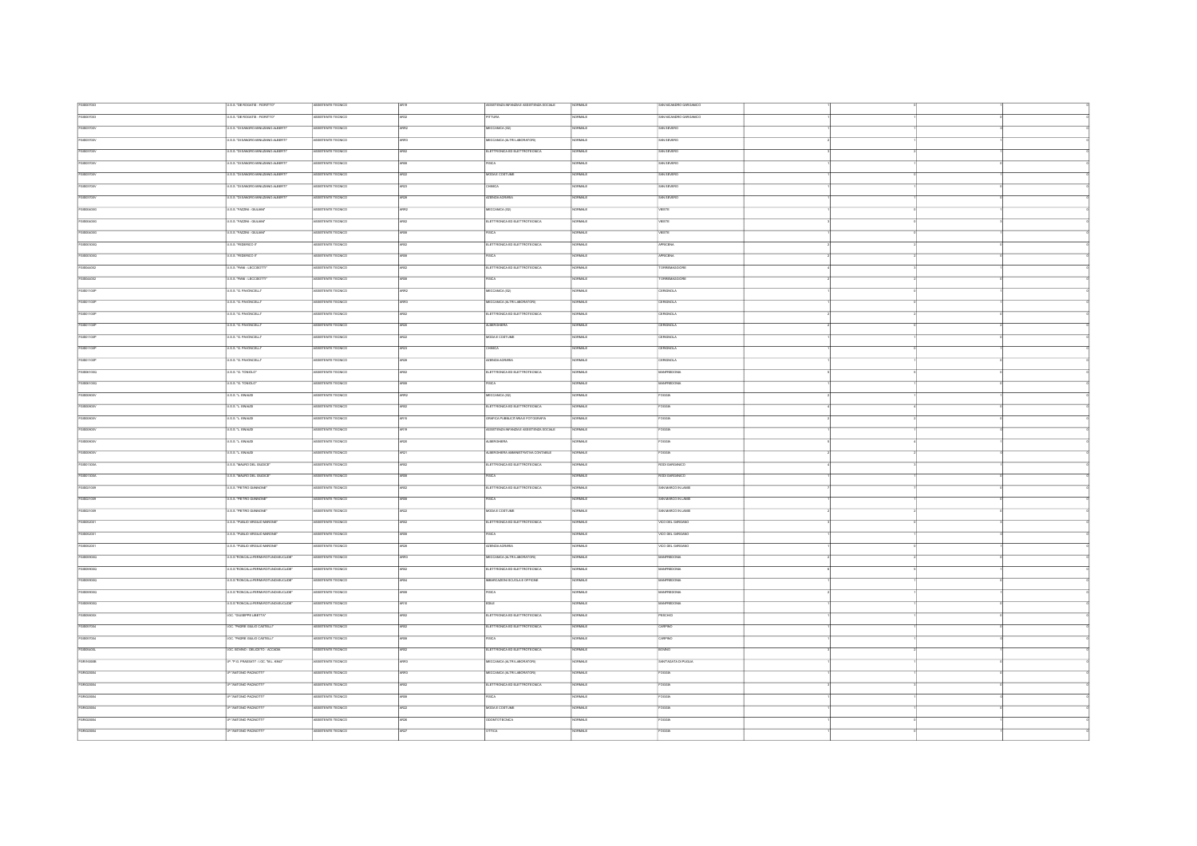| | | | | | | | | | | | |
|---|---|---|---|---|---|---|---|---|---|---|---|
| FGIS007003 | I.I.S.S. "DE ROGATIS - FIORITTO" | ASSISTENTE TECNICO | AR19 | ASSISTENZA INFANZIA E ASSISTENZA SOCIALE | NORMALE | SAN NICANDRO GARGANICO | | 1 | 0 | 1 | 0 |
| FGIS007003 | I.I.S.S. "DE ROGATIS - FIORITTO" | ASSISTENTE TECNICO | AR32 | PITTURA | NORMALE | SAN NICANDRO GARGANICO | | 1 | 1 | 0 | 0 |
| FGIS03700V | I.I.S.S. "DI SANGRO-MINUZIANO-ALBERTI" | ASSISTENTE TECNICO | AR01 | MECCANICA (02) | NORMALE | SAN SEVERO | | 1 | 1 | 0 | 0 |
| FGIS03700V | I.I.S.S. "DI SANGRO-MINUZIANO-ALBERTI" | ASSISTENTE TECNICO | AR03 | MECCANICA (ALTRI LABORATORI) | NORMALE | SAN SEVERO | | 2 | 1 | 1 | 0 |
| FGIS03700V | I.I.S.S. "DI SANGRO-MINUZIANO-ALBERTI" | ASSISTENTE TECNICO | AR02 | ELETTRONICA ED ELETTROTECNICA | NORMALE | SAN SEVERO | | 3 | 2 | 1 | 0 |
| FGIS03700V | I.I.S.S. "DI SANGRO-MINUZIANO-ALBERTI" | ASSISTENTE TECNICO | AR08 | FISICA | NORMALE | SAN SEVERO | | 1 | 1 | 0 | 0 |
| FGIS03700V | I.I.S.S. "DI SANGRO-MINUZIANO-ALBERTI" | ASSISTENTE TECNICO | AR22 | MODA E COSTUME | NORMALE | SAN SEVERO | | 1 | 0 | 1 | 0 |
| FGIS03700V | I.I.S.S. "DI SANGRO-MINUZIANO-ALBERTI" | ASSISTENTE TECNICO | AR23 | CHIMICA | NORMALE | SAN SEVERO | | 1 | 1 | 0 | 0 |
| FGIS03700V | I.I.S.S. "DI SANGRO-MINUZIANO-ALBERTI" | ASSISTENTE TECNICO | AR28 | AZIENDA AGRARIA | NORMALE | SAN SEVERO | | 1 | 1 | 0 | 0 |
| FGIS04000N | I.I.S.S. "FAZZINI - GIULIANI" | ASSISTENTE TECNICO | AR01 | MECCANICA (02) | NORMALE | VIESTE | | 1 | 0 | 1 | 0 |
| FGIS04000N | I.I.S.S. "FAZZINI - GIULIANI" | ASSISTENTE TECNICO | AR02 | ELETTRONICA ED ELETTROTECNICA | NORMALE | VIESTE | | 3 | 0 | 3 | 0 |
| FGIS04000N | I.I.S.S. "FAZZINI - GIULIANI" | ASSISTENTE TECNICO | AR08 | FISICA | NORMALE | VIESTE | | 1 | 0 | 1 | 0 |
| FGIS05300Q | I.I.S.S. "FEDERICO II" | ASSISTENTE TECNICO | AR02 | ELETTRONICA ED ELETTROTECNICA | NORMALE | APRICENA | | 2 | 2 | 0 | 0 |
| FGIS05300Q | I.I.S.S. "FEDERICO II" | ASSISTENTE TECNICO | AR08 | FISICA | NORMALE | APRICENA | | 2 | 2 | 0 | 0 |
| FGIS04400X | I.I.S.S. "PANI - LECCISOTTI" | ASSISTENTE TECNICO | AR02 | ELETTRONICA ED ELETTROTECNICA | NORMALE | TORREMAGGIORE | | 4 | 3 | 1 | 0 |
| FGIS04400X | I.I.S.S. "PANI - LECCISOTTI" | ASSISTENTE TECNICO | AR08 | FISICA | NORMALE | TORREMAGGIORE | | 2 | 2 | 0 | 0 |
| FGIS01100P | I.I.S.S. "G. PAVONCELLI" | ASSISTENTE TECNICO | AR01 | MECCANICA (02) | NORMALE | CERIGNOLA | | 1 | 0 | 1 | 0 |
| FGIS01100P | I.I.S.S. "G. PAVONCELLI" | ASSISTENTE TECNICO | AR03 | MECCANICA (ALTRI LABORATORI) | NORMALE | CERIGNOLA | | 1 | 0 | 1 | 0 |
| FGIS01100P | I.I.S.S. "G. PAVONCELLI" | ASSISTENTE TECNICO | AR02 | ELETTRONICA ED ELETTROTECNICA | NORMALE | CERIGNOLA | | 2 | 2 | 0 | 0 |
| FGIS01100P | I.I.S.S. "G. PAVONCELLI" | ASSISTENTE TECNICO | AR20 | ALBERGHIERA | NORMALE | CERIGNOLA | | 2 | 0 | 2 | 0 |
| FGIS01100P | I.I.S.S. "G. PAVONCELLI" | ASSISTENTE TECNICO | AR22 | MODA E COSTUME | NORMALE | CERIGNOLA | | 1 | 1 | 0 | 0 |
| FGIS01100P | I.I.S.S. "G. PAVONCELLI" | ASSISTENTE TECNICO | AR23 | CHIMICA | NORMALE | CERIGNOLA | | 1 | 0 | 1 | 0 |
| FGIS01100P | I.I.S.S. "G. PAVONCELLI" | ASSISTENTE TECNICO | AR28 | AZIENDA AGRARIA | NORMALE | CERIGNOLA | | 1 | 1 | 0 | 0 |
| FGIS013002 | I.I.S.S. "G. TONIOLO" | ASSISTENTE TECNICO | AR02 | ELETTRONICA ED ELETTROTECNICA | NORMALE | MANFREDONIA | | 6 | 6 | 0 | 0 |
| FGIS013002 | I.I.S.S. "G. TONIOLO" | ASSISTENTE TECNICO | AR08 | FISICA | NORMALE | MANFREDONIA | | 1 | 1 | 0 | 0 |
| FGIS00600V | I.I.S.S. "L. EINAUDI" | ASSISTENTE TECNICO | AR01 | MECCANICA (02) | NORMALE | FOGGIA | | 2 | 1 | 1 | 0 |
| FGIS00600V | I.I.S.S. "L. EINAUDI" | ASSISTENTE TECNICO | AR02 | ELETTRONICA ED ELETTROTECNICA | NORMALE | FOGGIA | | 4 | 4 | 0 | 0 |
| FGIS00600V | I.I.S.S. "L. EINAUDI" | ASSISTENTE TECNICO | AR15 | GRAFICA PUBBLICITARIA E FOTOGRAFIA | NORMALE | FOGGIA | | 2 | 2 | 0 | 0 |
| FGIS00600V | I.I.S.S. "L. EINAUDI" | ASSISTENTE TECNICO | AR19 | ASSISTENZA INFANZIA E ASSISTENZA SOCIALE | NORMALE | FOGGIA | | 1 | 1 | 0 | 0 |
| FGIS00600V | I.I.S.S. "L. EINAUDI" | ASSISTENTE TECNICO | AR20 | ALBERGHIERA | NORMALE | FOGGIA | | 8 | 4 | 4 | 0 |
| FGIS00600V | I.I.S.S. "L. EINAUDI" | ASSISTENTE TECNICO | AR21 | ALBERGHIERA AMMINISTRATIVA CONTABILE | NORMALE | FOGGIA | | 2 | 2 | 0 | 0 |
| FGIS01300A | I.I.S.S. "MAURO DEL GIUDICE" | ASSISTENTE TECNICO | AR02 | ELETTRONICA ED ELETTROTECNICA | NORMALE | RODI GARGANICO | | 4 | 3 | 1 | 0 |
| FGIS01300A | I.I.S.S. "MAURO DEL GIUDICE" | ASSISTENTE TECNICO | AR08 | FISICA | NORMALE | RODI GARGANICO | | 1 | 1 | 0 | 0 |
| FGIS021009 | I.I.S.S. "PIETRO GIANNONE" | ASSISTENTE TECNICO | AR02 | ELETTRONICA ED ELETTROTECNICA | NORMALE | SAN MARCO IN LAMIS | | 7 | 7 | 0 | 0 |
| FGIS021009 | I.I.S.S. "PIETRO GIANNONE" | ASSISTENTE TECNICO | AR08 | FISICA | NORMALE | SAN MARCO IN LAMIS | | 1 | 1 | 0 | 0 |
| FGIS021009 | I.I.S.S. "PIETRO GIANNONE" | ASSISTENTE TECNICO | AR22 | MODA E COSTUME | NORMALE | SAN MARCO IN LAMIS | | 2 | 2 | 0 | 0 |
| FGIS052001 | I.I.S.S. "PUBLIO VIRGILIO MARONE" | ASSISTENTE TECNICO | AR02 | ELETTRONICA ED ELETTROTECNICA | NORMALE | VICO DEL GARGANO | | 3 | 0 | 3 | 0 |
| FGIS052001 | I.I.S.S. "PUBLIO VIRGILIO MARONE" | ASSISTENTE TECNICO | AR08 | FISICA | NORMALE | VICO DEL GARGANO | | 1 | 1 | 0 | 0 |
| FGIS052001 | I.I.S.S. "PUBLIO VIRGILIO MARONE" | ASSISTENTE TECNICO | AR28 | AZIENDA AGRARIA | NORMALE | VICO DEL GARGANO | | 1 | 0 | 1 | 0 |
| FGIS059002 | I.I.S.S."RONCALLI-FERMI-ROTUNDI-EUCLIDE" | ASSISTENTE TECNICO | AR03 | MECCANICA (ALTRI LABORATORI) | NORMALE | MANFREDONIA | | 2 | 2 | 0 | 0 |
| FGIS059002 | I.I.S.S."RONCALLI-FERMI-ROTUNDI-EUCLIDE" | ASSISTENTE TECNICO | AR02 | ELETTRONICA ED ELETTROTECNICA | NORMALE | MANFREDONIA | | 6 | 5 | 1 | 0 |
| FGIS059002 | I.I.S.S."RONCALLI-FERMI-ROTUNDI-EUCLIDE" | ASSISTENTE TECNICO | AR04 | IMBARCAZIONI SCUOLA E OFFICINE | NORMALE | MANFREDONIA | | 1 | 1 | 0 | 0 |
| FGIS059002 | I.I.S.S."RONCALLI-FERMI-ROTUNDI-EUCLIDE" | ASSISTENTE TECNICO | AR08 | FISICA | NORMALE | MANFREDONIA | | 2 | 1 | 1 | 0 |
| FGIS059002 | I.I.S.S."RONCALLI-FERMI-ROTUNDI-EUCLIDE" | ASSISTENTE TECNICO | AR10 | EDILE | NORMALE | MANFREDONIA | | 1 | 1 | 0 | 0 |
| FGIS05600X | I.I.S.C. "GIUSEPPE LIBETTA" | ASSISTENTE TECNICO | AR02 | ELETTRONICA ED ELETTROTECNICA | NORMALE | PESCHICI | | 1 | 1 | 0 | 0 |
| FGIS057004 | I.I.S.C. "PADRE GIGLIO CASTELLI" | ASSISTENTE TECNICO | AR02 | ELETTRONICA ED ELETTROTECNICA | NORMALE | CARPINO | | 1 | 1 | 0 | 0 |
| FGIS057004 | I.I.S.C. "PADRE GIGLIO CASTELLI" | ASSISTENTE TECNICO | AR08 | FISICA | NORMALE | CARPINO | | 1 | 1 | 0 | 0 |
| FGIS05800L | I.I.S.C. BOVINO - DELICETO - ACCADIA | ASSISTENTE TECNICO | AR02 | ELETTRONICA ED ELETTROTECNICA | NORMALE | BOVINO | | 3 | 2 | 1 | 0 |
| FGRI01000B | IP "P.G. FRASSATI" - I.I.S.C. "M.L. KING" | ASSISTENTE TECNICO | AR03 | MECCANICA (ALTRI LABORATORI) | NORMALE | SANT'AGATA DI PUGLIA | | 1 | 1 | 0 | 0 |
| FGRI020004 | IP "ANTONIO PACINOTTI" | ASSISTENTE TECNICO | AR03 | MECCANICA (ALTRI LABORATORI) | NORMALE | FOGGIA | | 1 | 1 | 0 | 0 |
| FGRI020004 | IP "ANTONIO PACINOTTI" | ASSISTENTE TECNICO | AR02 | ELETTRONICA ED ELETTROTECNICA | NORMALE | FOGGIA | | 3 | 3 | 0 | 0 |
| FGRI020004 | IP "ANTONIO PACINOTTI" | ASSISTENTE TECNICO | AR08 | FISICA | NORMALE | FOGGIA | | 1 | 1 | 0 | 0 |
| FGRI020004 | IP "ANTONIO PACINOTTI" | ASSISTENTE TECNICO | AR22 | MODA E COSTUME | NORMALE | FOGGIA | | 1 | 1 | 0 | 0 |
| FGRI020004 | IP "ANTONIO PACINOTTI" | ASSISTENTE TECNICO | AR26 | ODONTOTECNICA | NORMALE | FOGGIA | | 1 | 0 | 1 | 0 |
| FGRI020004 | IP "ANTONIO PACINOTTI" | ASSISTENTE TECNICO | AR27 | OTTICA | NORMALE | FOGGIA | | 0 | 0 | 0 | 0 |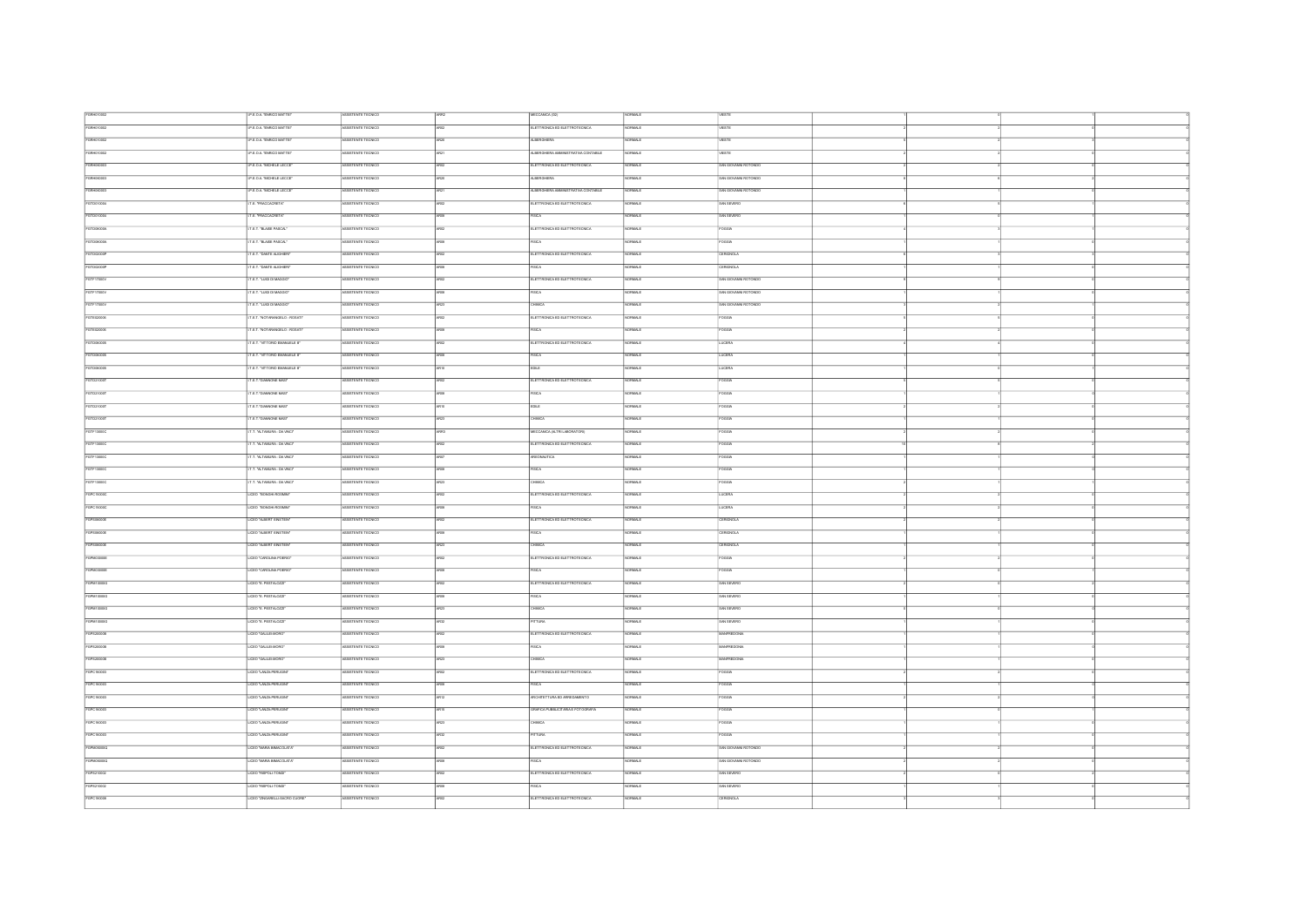| | | | | | | | | | | |
|---|---|---|---|---|---|---|---|---|---|---|
| FGRH010002 | I.P.S.S.O.A. "ENRICO MATTEI" | ASSISTENTE TECNICO | AR01 | MECCANICA (Q1) | NORMALE | VIESTE | 1 | 0 | 1 | 0 |
| FGRH010002 | I.P.S.S.O.A. "ENRICO MATTEI" | ASSISTENTE TECNICO | AR02 | ELETTRONICA ED ELETTROTECNICA | NORMALE | VIESTE | 2 | 2 | 0 | 0 |
| FGRH010002 | I.P.S.S.O.A. "ENRICO MATTEI" | ASSISTENTE TECNICO | AR20 | ALBERGHIERA | NORMALE | VIESTE | 5 | 2 | 3 | 0 |
| FGRH010002 | I.P.S.S.O.A. "ENRICO MATTEI" | ASSISTENTE TECNICO | AR21 | ALBERGHIERA AMMINISTRATIVA CONTABILE | NORMALE | VIESTE | 2 | 2 | 0 | 0 |
| FGRH060003 | I.P.S.S.O.A. "MICHELE LECCE" | ASSISTENTE TECNICO | AR02 | ELETTRONICA ED ELETTROTECNICA | NORMALE | SAN GIOVANNI ROTONDO | 2 | 2 | 0 | 0 |
| FGRH060003 | I.P.S.S.O.A. "MICHELE LECCE" | ASSISTENTE TECNICO | AR20 | ALBERGHIERA | NORMALE | SAN GIOVANNI ROTONDO | 8 | 6 | 2 | 0 |
| FGRH060003 | I.P.S.S.O.A. "MICHELE LECCE" | ASSISTENTE TECNICO | AR21 | ALBERGHIERA AMMINISTRATIVA CONTABILE | NORMALE | SAN GIOVANNI ROTONDO | 1 | 1 | 0 | 0 |
| FGTD010004 | I.T.E. "FRACCACRETA" | ASSISTENTE TECNICO | AR02 | ELETTRONICA ED ELETTROTECNICA | NORMALE | SAN SEVERO | 6 | 5 | 1 | 0 |
| FGTD010004 | I.T.E. "FRACCACRETA" | ASSISTENTE TECNICO | AR08 | FISICA | NORMALE | SAN SEVERO | 1 | 0 | 1 | 0 |
| FGTD08000A | I.T.E.T. "BLAISE PASCAL" | ASSISTENTE TECNICO | AR02 | ELETTRONICA ED ELETTROTECNICA | NORMALE | FOGGIA | 4 | 3 | 1 | 0 |
| FGTD08000A | I.T.E.T. "BLAISE PASCAL" | ASSISTENTE TECNICO | AR08 | FISICA | NORMALE | FOGGIA | 1 | 1 | 0 | 0 |
| FGTD02000P | I.T.E.T. "DANTE ALIGHIERI" | ASSISTENTE TECNICO | AR02 | ELETTRONICA ED ELETTROTECNICA | NORMALE | CERIGNOLA | 6 | 3 | 3 | 0 |
| FGTD02000P | I.T.E.T. "DANTE ALIGHIERI" | ASSISTENTE TECNICO | AR08 | FISICA | NORMALE | CERIGNOLA | 1 | 1 | 0 | 0 |
| FGTF17000V | I.T.E.T. "LUIGI DI MAGGIO" | ASSISTENTE TECNICO | AR02 | ELETTRONICA ED ELETTROTECNICA | NORMALE | SAN GIOVANNI ROTONDO | 6 | 6 | 0 | 0 |
| FGTF17000V | I.T.E.T. "LUIGI DI MAGGIO" | ASSISTENTE TECNICO | AR08 | FISICA | NORMALE | SAN GIOVANNI ROTONDO | 1 | 1 | 0 | 0 |
| FGTF17000V | I.T.E.T. "LUIGI DI MAGGIO" | ASSISTENTE TECNICO | AR23 | CHIMICA | NORMALE | SAN GIOVANNI ROTONDO | 3 | 2 | 1 | 0 |
| FGTE020006 | I.T.E.T. "NOTARANGELO - ROSATI" | ASSISTENTE TECNICO | AR02 | ELETTRONICA ED ELETTROTECNICA | NORMALE | FOGGIA | 5 | 5 | 0 | 0 |
| FGTE020006 | I.T.E.T. "NOTARANGELO - ROSATI" | ASSISTENTE TECNICO | AR08 | FISICA | NORMALE | FOGGIA | 2 | 2 | 0 | 0 |
| FGTD060006 | I.T.E.T. "VITTORIO EMANUELE III" | ASSISTENTE TECNICO | AR02 | ELETTRONICA ED ELETTROTECNICA | NORMALE | LUCERA | 4 | 4 | 0 | 0 |
| FGTD060006 | I.T.E.T. "VITTORIO EMANUELE III" | ASSISTENTE TECNICO | AR08 | FISICA | NORMALE | LUCERA | 1 | 1 | 0 | 0 |
| FGTD060006 | I.T.E.T. "VITTORIO EMANUELE III" | ASSISTENTE TECNICO | AR18 | EDILE | NORMALE | LUCERA | 1 | 0 | 1 | 0 |
| FGTD21000T | I.T.E.T. "GIANNONE MASI" | ASSISTENTE TECNICO | AR02 | ELETTRONICA ED ELETTROTECNICA | NORMALE | FOGGIA | 5 | 5 | 0 | 0 |
| FGTD21000T | I.T.E.T. "GIANNONE MASI" | ASSISTENTE TECNICO | AR08 | FISICA | NORMALE | FOGGIA | 1 | 1 | 0 | 0 |
| FGTD21000T | I.T.E.T. "GIANNONE MASI" | ASSISTENTE TECNICO | AR18 | EDILE | NORMALE | FOGGIA | 2 | 2 | 0 | 0 |
| FGTD21000T | I.T.E.T. "GIANNONE MASI" | ASSISTENTE TECNICO | AR23 | CHIMICA | NORMALE | FOGGIA | 1 | 1 | 0 | 0 |
| FGTF13000C | I.T.T. "ALTAMURA - DA VINCI" | ASSISTENTE TECNICO | AR01 | MECCANICA (ALTRI LABORATORI) | NORMALE | FOGGIA | 2 | 2 | 0 | 0 |
| FGTF13000C | I.T.T. "ALTAMURA - DA VINCI" | ASSISTENTE TECNICO | AR02 | ELETTRONICA ED ELETTROTECNICA | NORMALE | FOGGIA | 10 | 8 | 2 | 0 |
| FGTF13000C | I.T.T. "ALTAMURA - DA VINCI" | ASSISTENTE TECNICO | AR07 | AERONAUTICA | NORMALE | FOGGIA | 1 | 1 | 0 | 0 |
| FGTF13000C | I.T.T. "ALTAMURA - DA VINCI" | ASSISTENTE TECNICO | AR08 | FISICA | NORMALE | FOGGIA | 1 | 1 | 0 | 0 |
| FGTF13000C | I.T.T. "ALTAMURA - DA VINCI" | ASSISTENTE TECNICO | AR23 | CHIMICA | NORMALE | FOGGIA | 2 | 1 | 1 | 0 |
| FGPC15000C | LICEO "BONGHI-ROSMINI" | ASSISTENTE TECNICO | AR02 | ELETTRONICA ED ELETTROTECNICA | NORMALE | LUCERA | 2 | 2 | 0 | 0 |
| FGPC15000C | LICEO "BONGHI-ROSMINI" | ASSISTENTE TECNICO | AR08 | FISICA | NORMALE | LUCERA | 2 | 2 | 0 | 0 |
| FGPS08000E | LICEO "ALBERT EINSTEIN" | ASSISTENTE TECNICO | AR02 | ELETTRONICA ED ELETTROTECNICA | NORMALE | CERIGNOLA | 2 | 2 | 0 | 0 |
| FGPS08000E | LICEO "ALBERT EINSTEIN" | ASSISTENTE TECNICO | AR08 | FISICA | NORMALE | CERIGNOLA | 1 | 1 | 0 | 0 |
| FGPS08000E | LICEO "ALBERT EINSTEIN" | ASSISTENTE TECNICO | AR23 | CHIMICA | NORMALE | CERIGNOLA | 1 | 1 | 0 | 0 |
| FGPM03000E | LICEO "CAROLINA POERIO" | ASSISTENTE TECNICO | AR02 | ELETTRONICA ED ELETTROTECNICA | NORMALE | FOGGIA | 2 | 2 | 0 | 0 |
| FGPM03000E | LICEO "CAROLINA POERIO" | ASSISTENTE TECNICO | AR08 | FISICA | NORMALE | FOGGIA | 1 | 0 | 1 | 0 |
| FGPM10000G | LICEO "E. PESTALOZZI" | ASSISTENTE TECNICO | AR02 | ELETTRONICA ED ELETTROTECNICA | NORMALE | SAN SEVERO | 2 | 0 | 2 | 0 |
| FGPM10000G | LICEO "E. PESTALOZZI" | ASSISTENTE TECNICO | AR08 | FISICA | NORMALE | SAN SEVERO | 1 | 1 | 0 | 0 |
| FGPM10000G | LICEO "E. PESTALOZZI" | ASSISTENTE TECNICO | AR23 | CHIMICA | NORMALE | SAN SEVERO | 6 | 0 | 6 | 0 |
| FGPM10000G | LICEO "E. PESTALOZZI" | ASSISTENTE TECNICO | AR32 | PITTURA | NORMALE | SAN SEVERO | 1 | 1 | 0 | 0 |
| FGPS20000B | LICEO "GALILEI-MORO" | ASSISTENTE TECNICO | AR02 | ELETTRONICA ED ELETTROTECNICA | NORMALE | MANFREDONIA | 1 | 1 | 0 | 0 |
| FGPS20000B | LICEO "GALILEI-MORO" | ASSISTENTE TECNICO | AR08 | FISICA | NORMALE | MANFREDONIA | 1 | 1 | 0 | 0 |
| FGPS20000B | LICEO "GALILEI-MORO" | ASSISTENTE TECNICO | AR23 | CHIMICA | NORMALE | MANFREDONIA | 1 | 1 | 0 | 0 |
| FGPC160003 | LICEO "LANZA-PERUGINI" | ASSISTENTE TECNICO | AR02 | ELETTRONICA ED ELETTROTECNICA | NORMALE | FOGGIA | 2 | 2 | 0 | 0 |
| FGPC160003 | LICEO "LANZA-PERUGINI" | ASSISTENTE TECNICO | AR08 | FISICA | NORMALE | FOGGIA | 1 | 1 | 0 | 0 |
| FGPC160003 | LICEO "LANZA-PERUGINI" | ASSISTENTE TECNICO | AR12 | ARCHITETTURA ED ARREDAMENTO | NORMALE | FOGGIA | 2 | 2 | 0 | 0 |
| FGPC160003 | LICEO "LANZA-PERUGINI" | ASSISTENTE TECNICO | AR15 | GRAFICA PUBBLICITARIA E FOTOGRAFIA | NORMALE | FOGGIA | 1 | 0 | 1 | 0 |
| FGPC160003 | LICEO "LANZA-PERUGINI" | ASSISTENTE TECNICO | AR23 | CHIMICA | NORMALE | FOGGIA | 1 | 1 | 0 | 0 |
| FGPC160003 | LICEO "LANZA-PERUGINI" | ASSISTENTE TECNICO | AR32 | PITTURA | NORMALE | FOGGIA | 1 | 1 | 0 | 0 |
| FGPM05000Q | LICEO "MARIA IMMACOLATA" | ASSISTENTE TECNICO | AR02 | ELETTRONICA ED ELETTROTECNICA | NORMALE | SAN GIOVANNI ROTONDO | 2 | 2 | 0 | 0 |
| FGPM05000Q | LICEO "MARIA IMMACOLATA" | ASSISTENTE TECNICO | AR08 | FISICA | NORMALE | SAN GIOVANNI ROTONDO | 2 | 2 | 0 | 0 |
| FGPS210002 | LICEO "RISPOLI-TONDI" | ASSISTENTE TECNICO | AR02 | ELETTRONICA ED ELETTROTECNICA | NORMALE | SAN SEVERO | 2 | 0 | 2 | 0 |
| FGPS210002 | LICEO "RISPOLI-TONDI" | ASSISTENTE TECNICO | AR08 | FISICA | NORMALE | SAN SEVERO | 1 | 1 | 0 | 0 |
| FGPC180008 | LICEO "ZINGARELLI-SACRO CUORE" | ASSISTENTE TECNICO | AR02 | ELETTRONICA ED ELETTROTECNICA | NORMALE | CERIGNOLA | 3 | 3 | 0 | 0 |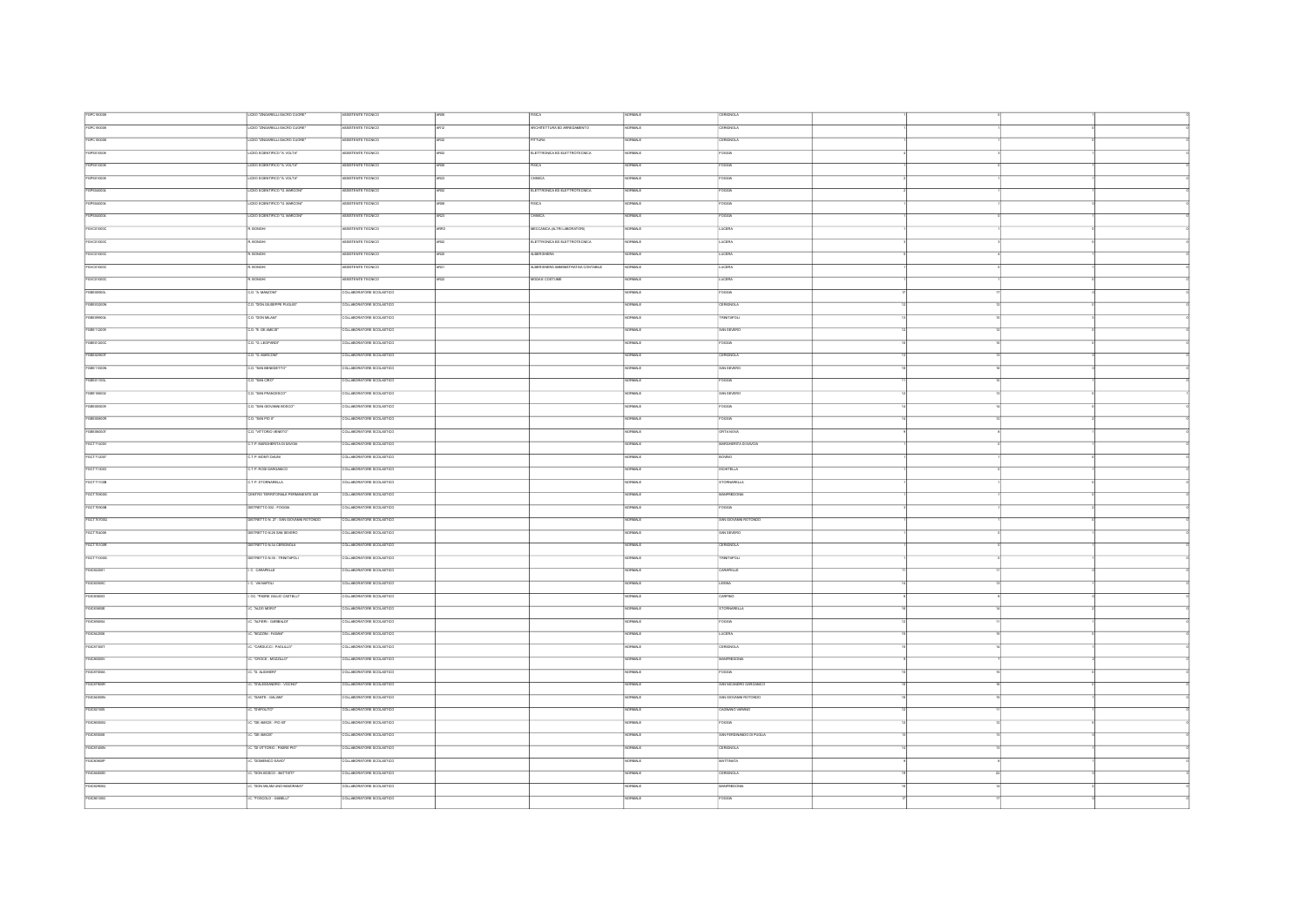| | | | | | | | | | | |
|---|---|---|---|---|---|---|---|---|---|---|
| FGPC160008 | LICEO "ZINGARELLI-SACRO CUORE" | ASSISTENTE TECNICO | AR08 | FISICA | NORMALE | CERIGNOLA | 1 | 0 | 1 | 0 |
| FGPC160008 | LICEO "ZINGARELLI-SACRO CUORE" | ASSISTENTE TECNICO | AR12 | ARCHITETTURA ED ARREDAMENTO | NORMALE | CERIGNOLA | 1 | 1 | 0 | 0 |
| FGPC160008 | LICEO "ZINGARELLI-SACRO CUORE" | ASSISTENTE TECNICO | AR02 | PITTURA | NORMALE | CERIGNOLA | 1 | 1 | 0 | 0 |
| FGPS010008 | LICEO SCIENTIFICO "A. VOLTA" | ASSISTENTE TECNICO | AR02 | ELETTRONICA ED ELETTROTECNICA | NORMALE | FOGGIA | 4 | 3 | 1 | 0 |
| FGPS010008 | LICEO SCIENTIFICO "A. VOLTA" | ASSISTENTE TECNICO | AR08 | FISICA | NORMALE | FOGGIA | 1 | 0 | 1 | 0 |
| FGPS010008 | LICEO SCIENTIFICO "A. VOLTA" | ASSISTENTE TECNICO | AR23 | CHIMICA | NORMALE | FOGGIA | 2 | 1 | 1 | 0 |
| FGPS040004 | LICEO SCIENTIFICO "G. MARCONI" | ASSISTENTE TECNICO | AR02 | ELETTRONICA ED ELETTROTECNICA | NORMALE | FOGGIA | 2 | 1 | 1 | 0 |
| FGPS040004 | LICEO SCIENTIFICO "G. MARCONI" | ASSISTENTE TECNICO | AR08 | FISICA | NORMALE | FOGGIA | 1 | 1 | 0 | 0 |
| FGPS040004 | LICEO SCIENTIFICO "G. MARCONI" | ASSISTENTE TECNICO | AR23 | CHIMICA | NORMALE | FOGGIA | 1 | 0 | 1 | 0 |
| FGVC01000C | R. BONGHI | ASSISTENTE TECNICO | AR01 | MECCANICA (ALTRI LABORATORI) | NORMALE | LUCERA | 1 | 1 | 0 | 0 |
| FGVC01000C | R. BONGHI | ASSISTENTE TECNICO | AR02 | ELETTRONICA ED ELETTROTECNICA | NORMALE | LUCERA | 3 | 3 | 0 | 0 |
| FGVC01000C | R. BONGHI | ASSISTENTE TECNICO | AR20 | ALBERGHIERA | NORMALE | LUCERA | 5 | 4 | 1 | 0 |
| FGVC01000C | R. BONGHI | ASSISTENTE TECNICO | AR21 | ALBERGHIERA AMMINISTRATIVA CONTABILE | NORMALE | LUCERA | 1 | 0 | 1 | 0 |
| FGVC01000C | R. BONGHI | ASSISTENTE TECNICO | AR22 | MODA E COSTUME | NORMALE | LUCERA | 1 | 1 | 0 | 0 |
| FGEE00900L | C.D. "A. MANZONI" | COLLABORATORE SCOLASTICO | | | NORMALE | FOGGIA | 17 | 17 | 0 | 0 |
| FGEE03300N | C.D. "DON GIUSEPPE PUGLISI" | COLLABORATORE SCOLASTICO | | | NORMALE | CERIGNOLA | 12 | 12 | 0 | 0 |
| FGEE09900G | C.D. "DON MILANI" | COLLABORATORE SCOLASTICO | | | NORMALE | TRINITAPOLI | 13 | 10 | 3 | 0 |
| FGEE11200R | C.D. "E. DE AMICIS" | COLLABORATORE SCOLASTICO | | | NORMALE | SAN SEVERO | 12 | 12 | 0 | 0 |
| FGEE01200C | C.D. "G. LEOPARDI" | COLLABORATORE SCOLASTICO | | | NORMALE | FOGGIA | 10 | 10 | 0 | 0 |
| FGEE02900T | C.D. "G. MARCONI" | COLLABORATORE SCOLASTICO | | | NORMALE | CERIGNOLA | 13 | 13 | 0 | 0 |
| FGEE11000N | C.D. "SAN BENEDETTO" | COLLABORATORE SCOLASTICO | | | NORMALE | SAN SEVERO | 18 | 18 | 0 | 0 |
| FGEE01100L | C.D. "SAN CIRO" | COLLABORATORE SCOLASTICO | | | NORMALE | FOGGIA | 11 | 10 | 1 | 0 |
| FGEE10900X | C.D. "SAN FRANCESCO" | COLLABORATORE SCOLASTICO | | | NORMALE | SAN SEVERO | 12 | 11 | 0 | 1 |
| FGEE00800R | C.D. "SAN GIOVANNI BOSCO" | COLLABORATORE SCOLASTICO | | | NORMALE | FOGGIA | 14 | 14 | 0 | 0 |
| FGEE00600R | C.D. "SAN PIO X" | COLLABORATORE SCOLASTICO | | | NORMALE | FOGGIA | 14 | 12 | 2 | 0 |
| FGEE06000T | C.D. "VITTORIO VENETO" | COLLABORATORE SCOLASTICO | | | NORMALE | ORTA NOVA | 9 | 8 | 1 | 0 |
| FGCT71000 | C.T.P. MARGHERITA DI SAVOIA | COLLABORATORE SCOLASTICO | | | NORMALE | MARGHERITA DI SAVOIA | 1 | 0 | 1 | 0 |
| FGCT712007 | C.T.P. MONTI DAUNI | COLLABORATORE SCOLASTICO | | | NORMALE | BOVINO | 1 | 1 | 0 | 0 |
| FGCT71300 | C.T.P. RODI GARGANICO | COLLABORATORE SCOLASTICO | | | NORMALE | ISCHITELLA | 1 | 0 | 1 | 0 |
| FGCT71100B | C.T.P. STORNARELLA | COLLABORATORE SCOLASTICO | | | NORMALE | STORNARELLA | 1 | 1 | 0 | 0 |
| FGCT70400 | CENTRO TERRITORIALE PERMANENTE 32/1 | COLLABORATORE SCOLASTICO | | | NORMALE | MANFREDONIA | 1 | 1 | 0 | 0 |
| FGCT70600B | DISTRETTO 032 - FOGGIA | COLLABORATORE SCOLASTICO | | | NORMALE | FOGGIA | 3 | 1 | 2 | 0 |
| FGCT70700G | DISTRETTO N. 27 - SAN GIOVANNI ROTONDO | COLLABORATORE SCOLASTICO | | | NORMALE | SAN GIOVANNI ROTONDO | 1 | 1 | 0 | 0 |
| FGCT70200 | DISTRETTO N.28 SAN SEVERO | COLLABORATORE SCOLASTICO | | | NORMALE | SAN SEVERO | 1 | 0 | 1 | 0 |
| FGCT70100R | DISTRETTO N.34 CERIGNOLA | COLLABORATORE SCOLASTICO | | | NORMALE | CERIGNOLA | 1 | 0 | 1 | 0 |
| FGCT70300 | DISTRETTO N.35 - TRINITAPOLI | COLLABORATORE SCOLASTICO | | | NORMALE | TRINITAPOLI | 1 | 0 | 1 | 0 |
| FGIC822001 | I. C. CARAPELLE | COLLABORATORE SCOLASTICO | | | NORMALE | CARAPELLE | 11 | 11 | 0 | 0 |
| FGIC82900C | I. C. VIENAPOLI | COLLABORATORE SCOLASTICO | | | NORMALE | LESINA | 14 | 13 | 1 | 0 |
| FGIC80300 | I. OC. "PADRE GIULIO CASTELLI" | COLLABORATORE SCOLASTICO | | | NORMALE | CARPINO | 8 | 8 | 0 | 0 |
| FGIC85000B | IC. "ALDO MORO" | COLLABORATORE SCOLASTICO | | | NORMALE | STORNARELLA | 16 | 14 | 2 | 0 |
| FGIC84400 | IC. "ALFIERI - GARIBALDI" | COLLABORATORE SCOLASTICO | | | NORMALE | FOGGIA | 12 | 11 | 1 | 0 |
| FGIC862006 | IC. "BOZZINI - FASANI" | COLLABORATORE SCOLASTICO | | | NORMALE | LUCERA | 10 | 10 | 0 | 0 |
| FGIC87300 | IC. "CARDUCCI - PAOLILLO" | COLLABORATORE SCOLASTICO | | | NORMALE | CERIGNOLA | 15 | 14 | 1 | 0 |
| FGIC86500V | IC. "CROCE - MOZZILLO" | COLLABORATORE SCOLASTICO | | | NORMALE | MANFREDONIA | 9 | 7 | 2 | 0 |
| FGIC87200A | IC. "D. ALIGHIERI" | COLLABORATORE SCOLASTICO | | | NORMALE | FOGGIA | 15 | 15 | 0 | 0 |
| FGIC87600R | IC. "D'ALESSANDRO - VOCINO" | COLLABORATORE SCOLASTICO | | | NORMALE | SAN NICANDRO GARGANICO | 16 | 16 | 0 | 0 |
| FGIC84500N | IC. "DANTE - GALIANI" | COLLABORATORE SCOLASTICO | | | NORMALE | SAN GIOVANNI ROTONDO | 16 | 15 | 1 | 0 |
| FGIC821005 | IC. "D'APOLITO" | COLLABORATORE SCOLASTICO | | | NORMALE | CAGNANO VARANO | 12 | 11 | 1 | 0 |
| FGIC85900G | IC. "DE AMICIS - PIO XII" | COLLABORATORE SCOLASTICO | | | NORMALE | FOGGIA | 12 | 12 | 0 | 0 |
| FGIC85500 | IC. "DE AMICIS" | COLLABORATORE SCOLASTICO | | | NORMALE | SAN FERDINANDO DI PUGLIA | 13 | 13 | 0 | 0 |
| FGIC87400 | IC. "DI VITTORIO - PADRE PIO" | COLLABORATORE SCOLASTICO | | | NORMALE | CERIGNOLA | 14 | 13 | 1 | 0 |
| FGIC82900P | IC. "DOMENICO SAVIO" | COLLABORATORE SCOLASTICO | | | NORMALE | MATTINATA | 9 | 8 | 1 | 0 |
| FGIC84400D | IC. "DON BOSCO - BATTISTI" | COLLABORATORE SCOLASTICO | | | NORMALE | CERIGNOLA | 23 | 22 | 1 | 0 |
| FGIC82900G | IC. "DON MILANI UNO+MAIORANO" | COLLABORATORE SCOLASTICO | | | NORMALE | MANFREDONIA | 16 | 14 | 2 | 0 |
| FGIC86100 | IC. "FOSCOLO - GABELLI" | COLLABORATORE SCOLASTICO | | | NORMALE | FOGGIA | 17 | 17 | 0 | 0 |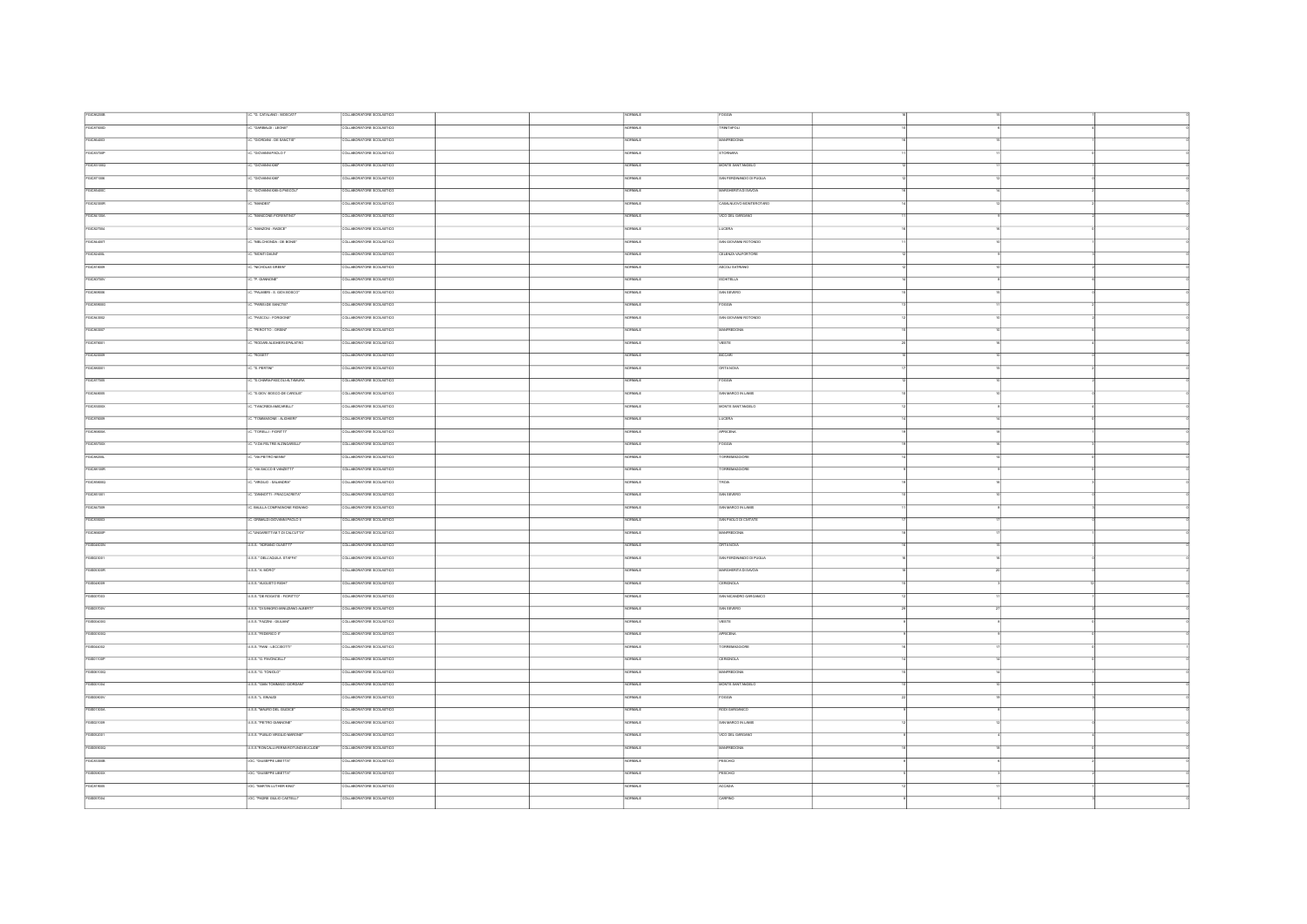| | | | | | | | | | | | |
|---|---|---|---|---|---|---|---|---|---|---|---|
| FGIC862008 | I.C. "G. CATALANO - MOSCATI" | COLLABORATORE SCOLASTICO | | | NORMALE | FOGGIA | 16 | 15 | 1 | | 0 |
| FGIC87600D | I.C. "GARIBALDI - LEONE" | COLLABORATORE SCOLASTICO | | | NORMALE | TRINITAPOLI | 10 | 6 | 4 | | 0 |
| FGIC864003 | I.C. "GIORDANI - DE SANCTIS" | COLLABORATORE SCOLASTICO | | | NORMALE | MANFREDONIA | 16 | 15 | 1 | | 0 |
| FGIC83700P | I.C. "GIOVANNI PAOLO I" | COLLABORATORE SCOLASTICO | | | NORMALE | STORNARA | 11 | 11 | 0 | | 0 |
| FGIC84100A | I.C. "GIOVANNI XXIII" | COLLABORATORE SCOLASTICO | | | NORMALE | MONTE SANT'ANGELO | 12 | 11 | 1 | | 0 |
| FGIC871006 | I.C. "GIOVANNI XXIII" | COLLABORATORE SCOLASTICO | | | NORMALE | SAN FERDINANDO DI PUGLIA | 12 | 12 | 0 | | 0 |
| FGIC86400C | I.C. "GIOVANNI XXIII-G.PASCOLI" | COLLABORATORE SCOLASTICO | | | NORMALE | MARGHERITA DI SAVOIA | 16 | 14 | 2 | | 0 |
| FGIC82300R | I.C. "MANDES" | COLLABORATORE SCOLASTICO | | | NORMALE | CASALNUOVO MONTEROTARO | 14 | 12 | 2 | | 0 |
| FGIC84100A | I.C. "MANZONI-FIORENTINO" | COLLABORATORE SCOLASTICO | | | NORMALE | VICO DEL GARGANO | 11 | 9 | 2 | | 0 |
| FGIC827004 | I.C. "MANZONI - RADICE" | COLLABORATORE SCOLASTICO | | | NORMALE | LUCERA | 18 | 18 | 0 | | 0 |
| FGIC84400T | I.C. "MELCHIONDA - DE BONIS" | COLLABORATORE SCOLASTICO | | | NORMALE | SAN GIOVANNI ROTONDO | 11 | 10 | 1 | | 0 |
| FGIC82400L | I.C. "MONTI DAUNI" | COLLABORATORE SCOLASTICO | | | NORMALE | CELENZA VALFORTORE | 12 | 9 | 3 | | 0 |
| FGIC814009 | I.C. "NICHOLAS GREEN" | COLLABORATORE SCOLASTICO | | | NORMALE | ASCOLI SATRIANO | 12 | 10 | 2 | | 0 |
| FGIC82700V | I.C. "P. GIANNONE" | COLLABORATORE SCOLASTICO | | | NORMALE | ISCHITELLA | 14 | 8 | 6 | | 0 |
| FGIC858008 | I.C. "PALMIERI - S. GIOV.BOSCO" | COLLABORATORE SCOLASTICO | | | NORMALE | SAN SEVERO | 15 | 15 | 0 | | 0 |
| FGIC859003 | I.C. "PARISI-DE SANCTIS" | COLLABORATORE SCOLASTICO | | | NORMALE | FOGGIA | 13 | 11 | 2 | | 0 |
| FGIC843002 | I.C. "PASCOLI - FORGIONE" | COLLABORATORE SCOLASTICO | | | NORMALE | SAN GIOVANNI ROTONDO | 12 | 10 | 2 | | 0 |
| FGIC863007 | I.C. "PEROTTO - ORSINI" | COLLABORATORE SCOLASTICO | | | NORMALE | MANFREDONIA | 15 | 10 | 5 | | 0 |
| FGIC878001 | I.C. "RODARI-ALIGHIERI-SPALATRO" | COLLABORATORE SCOLASTICO | | | NORMALE | VIESTE | 20 | 16 | 4 | | 0 |
| FGIC82300R | I.C. "ROSETI" | COLLABORATORE SCOLASTICO | | | NORMALE | BICCARI | 10 | 10 | 0 | | 0 |
| FGIC865001 | I.C. "S. PERTINI" | COLLABORATORE SCOLASTICO | | | NORMALE | ORTA NOVA | 17 | 15 | 2 | | 0 |
| FGIC87700X | I.C. "S.CHIARA-PASCOLI-ALTAMURA" | COLLABORATORE SCOLASTICO | | | NORMALE | FOGGIA | 12 | 10 | 2 | | 0 |
| FGIC84800G | I.C. "S.GIOV. BOSCO-DE CAROLIS" | COLLABORATORE SCOLASTICO | | | NORMALE | SAN MARCO IN LAMIS | 10 | 10 | 0 | | 0 |
| FGIC84200X | I.C. "TANCREDI-AMICARELLI" | COLLABORATORE SCOLASTICO | | | NORMALE | MONTE SANT'ANGELO | 12 | 8 | 4 | | 0 |
| FGIC819009 | I.C. "TOMMASONE - ALIGHIERI" | COLLABORATORE SCOLASTICO | | | NORMALE | LUCERA | 14 | 14 | 0 | | 0 |
| FGIC86800A | I.C. "TORELLI - FIORITTI" | COLLABORATORE SCOLASTICO | | | NORMALE | APRICENA | 19 | 18 | 1 | | 0 |
| FGIC85700X | I.C. "V.DA FELTRE-N.ZINGARELLI" | COLLABORATORE SCOLASTICO | | | NORMALE | FOGGIA | 19 | 16 | 3 | | 0 |
| FGIC86200L | I.C. "VIA PIETRO NENNI" | COLLABORATORE SCOLASTICO | | | NORMALE | TORREMAGGIORE | 14 | 14 | 0 | | 0 |
| FGIC86100R | I.C. "VIA SACCO E VANZETTI" | COLLABORATORE SCOLASTICO | | | NORMALE | TORREMAGGIORE | 9 | 9 | 0 | | 0 |
| FGIC85900Q | I.C. "VIRGILIO - SALANDRA" | COLLABORATORE SCOLASTICO | | | NORMALE | TROIA | 19 | 16 | 3 | | 0 |
| FGIC851001 | I.C. "ZANNOTTI - FRACCACRETA" | COLLABORATORE SCOLASTICO | | | NORMALE | SAN SEVERO | 10 | 10 | 0 | | 0 |
| FGIC847009 | I.C. BALILLA-COMPAGNONE-RENDINA | COLLABORATORE SCOLASTICO | | | NORMALE | SAN MARCO IN LAMIS | 11 | 8 | 3 | | 0 |
| FGIC855003 | I.C. GRIMALDI GIOVANNI PAOLO II | COLLABORATORE SCOLASTICO | | | NORMALE | SAN PAOLO DI CIVITATE | 17 | 17 | 0 | | 0 |
| FGIC86400P | I.C. "UNGARETTI-M.T. DI CALCUTTA" | COLLABORATORE SCOLASTICO | | | NORMALE | MANFREDONIA | 18 | 17 | 1 | | 0 |
| FGIS04400N | I.I.S.S. "ADRIANO OLIVETTI" | COLLABORATORE SCOLASTICO | | | NORMALE | ORTA NOVA | 16 | 16 | 0 | | 0 |
| FGIS023001 | I.I.S.S. " DELL'AQUILA - STAFFA" | COLLABORATORE SCOLASTICO | | | NORMALE | SAN FERDINANDO DI PUGLIA | 16 | 16 | 0 | | 0 |
| FGIS00300R | I.I.S.S. "A. MORO" | COLLABORATORE SCOLASTICO | | | NORMALE | MARGHERITA DI SAVOIA | 18 | 20 | 0 | | 2 |
| FGIS04300T | I.I.S.S. "AUGUSTO RIGHI" | COLLABORATORE SCOLASTICO | | | NORMALE | CERIGNOLA | 15 | 3 | 12 | | 0 |
| FGIS007003 | I.I.S.S. "DE ROGATIS - FIORITTO" | COLLABORATORE SCOLASTICO | | | NORMALE | SAN NICANDRO GARGANICO | 12 | 11 | 1 | | 0 |
| FGIS03700V | I.I.S.S. "DI SANGRO-MINUZIANO-ALBERTI" | COLLABORATORE SCOLASTICO | | | NORMALE | SAN SEVERO | 29 | 27 | 2 | | 0 |
| FGIS00400G | I.I.S.S. "FAZZINI - GIULIANI" | COLLABORATORE SCOLASTICO | | | NORMALE | VIESTE | 8 | 8 | 0 | | 0 |
| FGIS03300Q | I.I.S.S. "FEDERICO II" | COLLABORATORE SCOLASTICO | | | NORMALE | APRICENA | 9 | 9 | 0 | | 0 |
| FGIS044002 | I.I.S.S. "FIANI - LECCISOTTI" | COLLABORATORE SCOLASTICO | | | NORMALE | TORREMAGGIORE | 18 | 17 | 0 | | 1 |
| FGIS01100P | I.I.S.S. "G. PAVONCELLI" | COLLABORATORE SCOLASTICO | | | NORMALE | CERIGNOLA | 14 | 14 | 0 | | 0 |
| FGIS01200G | I.I.S.S. "G. TONIOLO" | COLLABORATORE SCOLASTICO | | | NORMALE | MANFREDONIA | 15 | 14 | 1 | | 0 |
| FGIS01300A | I.I.S.S. "GIAN TOMMASO GIORDANI" | COLLABORATORE SCOLASTICO | | | NORMALE | MONTE SANT'ANGELO | 10 | 10 | 0 | | 0 |
| FGIS00800V | I.I.S.S. "L. EINAUDI" | COLLABORATORE SCOLASTICO | | | NORMALE | FOGGIA | 22 | 19 | 3 | | 0 |
| FGIS01300A | I.I.S.S. "MAURO DEL GIUDICE" | COLLABORATORE SCOLASTICO | | | NORMALE | RODI GARGANICO | 9 | 8 | 1 | | 0 |
| FGIS021009 | I.I.S.S. "PIETRO GIANNONE" | COLLABORATORE SCOLASTICO | | | NORMALE | SAN MARCO IN LAMIS | 12 | 12 | 0 | | 0 |
| FGIS052001 | I.I.S.S. "PUBLIO VIRGILIO MARONE" | COLLABORATORE SCOLASTICO | | | NORMALE | VICO DEL GARGANO | 4 | 4 | 0 | | 0 |
| FGIS00900Q | I.I.S.S."RONCALLI-FERMI-ROTUNDI-EUCLIDE" | COLLABORATORE SCOLASTICO | | | NORMALE | MANFREDONIA | 18 | 18 | 0 | | 0 |
| FGIC83300B | I.O.C. "GIUSEPPE LIBETTA" | COLLABORATORE SCOLASTICO | | | NORMALE | PESCHICI | 8 | 6 | 2 | | 0 |
| FGIS05400X | I.O.C. "GIUSEPPE LIBETTA" | COLLABORATORE SCOLASTICO | | | NORMALE | PESCHICI | 5 | 3 | 2 | | 0 |
| FGIC81800D | I.O.C. "MARTIN LUTHER KING" | COLLABORATORE SCOLASTICO | | | NORMALE | ACCADIA | 12 | 11 | 1 | | 0 |
| FGIS04700G | I.O.C. "PADRE GIULIO CASTELLI" | COLLABORATORE SCOLASTICO | | | NORMALE | CARPINO | 9 | 9 | 0 | | 0 |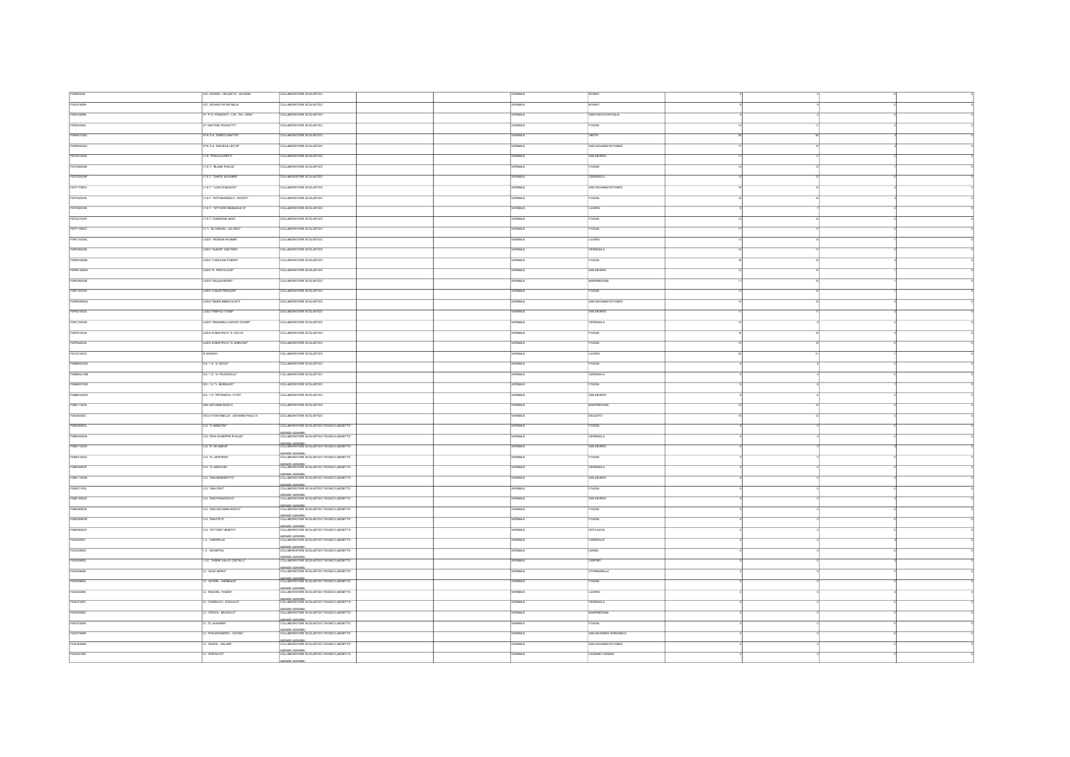| | | | | | | | | | | | |
|---|---|---|---|---|---|---|---|---|---|---|---|
| FGEE00400L | I.O.C. BOVINO - DELICETO - ACCADIA | COLLABORATORE SCOLASTICO | | | NORMALE | BOVINO | 6 | 3 | 8 | | 0 |
| FGIC81600N | I.O.C. BOVINO-VIA DEI MILLE | COLLABORATORE SCOLASTICO | | | NORMALE | BOVINO | 9 | 9 | 0 | | 0 |
| FGIS04300B | I.P. "P.G. FRASSATI" - LOC. "BILL. KING" | COLLABORATORE SCOLASTICO | | | NORMALE | SANT'AGATA DI PUGLIA | 5 | 2 | 3 | | 0 |
| FGRI020004 | I.P. "ANTONIO PACINOTTI" | COLLABORATORE SCOLASTICO | | | NORMALE | FOGGIA | 14 | 11 | 3 | | 0 |
| FGRH010002 | I.P.S.S.A. "ENRICO MATTEI" | COLLABORATORE SCOLASTICO | | | NORMALE | VIESTE | 39 | 36 | 3 | | 0 |
| FGRH060003 | I.P.S.S.A. "MICHELE LECCE" | COLLABORATORE SCOLASTICO | | | NORMALE | SAN GIOVANNI ROTONDO | 17 | 15 | 2 | | 0 |
| FGTD010004 | I.T.C. "FRACCACRETA" | COLLABORATORE SCOLASTICO | | | NORMALE | SAN SEVERO | 11 | 11 | 0 | | 0 |
| FGTD08000A | I.T.E.T. "BLAISE PASCAL" | COLLABORATORE SCOLASTICO | | | NORMALE | FOGGIA | 14 | 13 | 1 | | 0 |
| FGTD02000P | I.T.E.T. "DANTE ALIGHIERI" | COLLABORATORE SCOLASTICO | | | NORMALE | CERIGNOLA | 12 | 12 | 0 | | 0 |
| FGTF17000V | I.T.E.T. "LUIGI DI MAGGIO" | COLLABORATORE SCOLASTICO | | | NORMALE | SAN GIOVANNI ROTONDO | 18 | 13 | 4 | | 0 |
| FGTE020006 | I.T.E.T. "NOTARANGELO - ROSATI" | COLLABORATORE SCOLASTICO | | | NORMALE | FOGGIA | 15 | 15 | 0 | | 0 |
| FGTD060005 | I.T.E.T. "VITTORIO EMANUELE III" | COLLABORATORE SCOLASTICO | | | NORMALE | LUCERA | 9 | 7 | 2 | | 0 |
| FGTD21000T | I.T.E.T. "GIANNONE MASI" | COLLABORATORE SCOLASTICO | | | NORMALE | FOGGIA | 14 | 14 | 0 | | 0 |
| FGTF13000C | I.T.T. "ALTAMURA - DA VINCI" | COLLABORATORE SCOLASTICO | | | NORMALE | FOGGIA | 17 | 17 | 0 | | 0 |
| FGPC15000C | LICEO "BONGHI ROSMINI" | COLLABORATORE SCOLASTICO | | | NORMALE | LUCERA | 14 | 13 | 1 | | 0 |
| FGPS08000E | LICEO "ALBERT EINSTEIN" | COLLABORATORE SCOLASTICO | | | NORMALE | CERIGNOLA | 14 | 11 | 3 | | 0 |
| FGPM03000E | LICEO "CAROLINA POERIO" | COLLABORATORE SCOLASTICO | | | NORMALE | FOGGIA | 16 | 12 | 4 | | 0 |
| FGPM10000G | LICEO "E. PESTALOZZI" | COLLABORATORE SCOLASTICO | | | NORMALE | SAN SEVERO | 14 | 13 | 1 | | 0 |
| FGPS20000B | LICEO "GALILEI MORO" | COLLABORATORE SCOLASTICO | | | NORMALE | MANFREDONIA | 11 | 10 | 1 | | 0 |
| FGPC160003 | LICEO "LANZA-PERUGINI" | COLLABORATORE SCOLASTICO | | | NORMALE | FOGGIA | 13 | 12 | 1 | | 0 |
| FGPM05000Q | LICEO "MARIA IMMACOLATA" | COLLABORATORE SCOLASTICO | | | NORMALE | SAN GIOVANNI ROTONDO | 13 | 13 | 0 | | 0 |
| FGPS210002 | LICEO "RISPOLI-TONDI" | COLLABORATORE SCOLASTICO | | | NORMALE | SAN SEVERO | 11 | 11 | 0 | | 0 |
| FGPC180008 | LICEO "ZINGARELLI-SACRO CUORE" | COLLABORATORE SCOLASTICO | | | NORMALE | CERIGNOLA | 12 | 9 | 3 | | 0 |
| FGPS010008 | LICEO SCIENTIFICO "A. VOLTA" | COLLABORATORE SCOLASTICO | | | NORMALE | FOGGIA | 15 | 15 | 0 | | 0 |
| FGPS040004 | LICEO SCIENTIFICO "G. MARCONI" | COLLABORATORE SCOLASTICO | | | NORMALE | FOGGIA | 15 | 15 | 0 | | 0 |
| FGVC01000C | R. BONGHI | COLLABORATORE SCOLASTICO | | | NORMALE | LUCERA | 32 | 31 | 1 | | 0 |
| FGMM00400C | S.S. 1 G. "G. BOVIO" | COLLABORATORE SCOLASTICO | | | NORMALE | FOGGIA | 8 | 8 | 0 | | 0 |
| FGMM04100B | S.S. 1 G. "G. PAVONCELLI" | COLLABORATORE SCOLASTICO | | | NORMALE | CERIGNOLA | 9 | 4 | 5 | | 0 |
| FGMM00700X | S.S. 1 G. "L. MURIALDO" | COLLABORATORE SCOLASTICO | | | NORMALE | FOGGIA | 9 | 8 | 1 | | 0 |
| FGMM14900 | S.S. 1 G. "PETRARCA - P.PIO" | COLLABORATORE SCOLASTICO | | | NORMALE | SAN SEVERO | 8 | 6 | 2 | | 0 |
| FGEE11000X | SAN GIOVANNI BOSCO | COLLABORATORE SCOLASTICO | | | NORMALE | MANFREDONIA | 12 | 12 | 0 | | 0 |
| FGIC86300C | VECO 3 FONTANELLE - GIOVANNI PAOLO II | COLLABORATORE SCOLASTICO | | | NORMALE | DELICETO | 13 | 13 | 0 | | 0 |
| FGEE00800L | C.D. "A. MANZONI" | COLLABORATORE SCOLASTICO TECNICO (ADDETTO AZIENDE AGRARIE) | | | NORMALE | FOGGIA | 0 | 0 | 0 | | 0 |
| FGEE03300N | C.D. "DON GIUSEPPE PUGLISI" | COLLABORATORE SCOLASTICO TECNICO (ADDETTO AZIENDE AGRARIE) | | | NORMALE | CERIGNOLA | 0 | 0 | 0 | | 0 |
| FGEE11200R | C.D. "E. DE AMICIS" | COLLABORATORE SCOLASTICO TECNICO (ADDETTO AZIENDE AGRARIE) | | | NORMALE | SAN SEVERO | 0 | 0 | 0 | | 0 |
| FGEE01200C | C.D. "G. LEOPARDI" | COLLABORATORE SCOLASTICO TECNICO (ADDETTO AZIENDE AGRARIE) | | | NORMALE | FOGGIA | 0 | 0 | 0 | | 0 |
| FGEE02900T | C.D. "G. MARCONI" | COLLABORATORE SCOLASTICO TECNICO (ADDETTO AZIENDE AGRARIE) | | | NORMALE | CERIGNOLA | 0 | 0 | 0 | | 0 |
| FGEE11300N | C.D. "SAN BENEDETTO" | COLLABORATORE SCOLASTICO TECNICO (ADDETTO AZIENDE AGRARIE) | | | NORMALE | SAN SEVERO | 0 | 0 | 0 | | 0 |
| FGEE01100L | C.D. "SAN CIRO" | COLLABORATORE SCOLASTICO TECNICO (ADDETTO AZIENDE AGRARIE) | | | NORMALE | FOGGIA | 0 | 0 | 0 | | 0 |
| FGEE10800D | C.D. "SAN FRANCESCO" | COLLABORATORE SCOLASTICO TECNICO (ADDETTO AZIENDE AGRARIE) | | | NORMALE | SAN SEVERO | 0 | 0 | 0 | | 0 |
| FGEE00500X | C.D. "SAN GIOVANNI BOSCO" | COLLABORATORE SCOLASTICO TECNICO (ADDETTO AZIENDE AGRARIE) | | | NORMALE | FOGGIA | 0 | 0 | 0 | | 0 |
| FGEE00900R | C.D. "SAN PIO X" | COLLABORATORE SCOLASTICO TECNICO (ADDETTO AZIENDE AGRARIE) | | | NORMALE | FOGGIA | 0 | 0 | 0 | | 0 |
| FGEE06000T | C.D. "VITTORIO VENETO" | COLLABORATORE SCOLASTICO TECNICO (ADDETTO AZIENDE AGRARIE) | | | NORMALE | ORTA NOVA | 0 | 0 | 0 | | 0 |
| FGIC822001 | I.C. "CARAPELLE" | COLLABORATORE SCOLASTICO TECNICO (ADDETTO AZIENDE AGRARIE) | | | NORMALE | CARAPELLE | 0 | 0 | 0 | | 0 |
| FGIC82900C | I.C. "VIA NAPOLI" | COLLABORATORE SCOLASTICO TECNICO (ADDETTO AZIENDE AGRARIE) | | | NORMALE | LESINA | 0 | 0 | 0 | | 0 |
| FGIC80800 | I.OC. "PADRE GIULIO CASTELLI" | COLLABORATORE SCOLASTICO TECNICO (ADDETTO AZIENDE AGRARIE) | | | NORMALE | CARPINO | 0 | 0 | 0 | | 0 |
| FGIC85800B | I.C. "ALDO MORO" | COLLABORATORE SCOLASTICO TECNICO (ADDETTO AZIENDE AGRARIE) | | | NORMALE | STORNARELLA | 0 | 0 | 0 | | 0 |
| FGIC85600 | I.C. "ALFIERI - GARIBALDI" | COLLABORATORE SCOLASTICO TECNICO (ADDETTO AZIENDE AGRARIE) | | | NORMALE | FOGGIA | 0 | 0 | 0 | | 0 |
| FGIC84200N | I.C. "BOZZINI - FASANI" | COLLABORATORE SCOLASTICO TECNICO (ADDETTO AZIENDE AGRARIE) | | | NORMALE | LUCERA | 0 | 0 | 0 | | 0 |
| FGIC87100T | I.C. "CARDUCCI - PAOLILLO" | COLLABORATORE SCOLASTICO TECNICO (ADDETTO AZIENDE AGRARIE) | | | NORMALE | CERIGNOLA | 0 | 0 | 0 | | 0 |
| FGIC86500V | I.C. "CROCE - MOZZILLO" | COLLABORATORE SCOLASTICO TECNICO (ADDETTO AZIENDE AGRARIE) | | | NORMALE | MANFREDONIA | 0 | 0 | 0 | | 0 |
| FGIC87200L | I.C. "D. ALIGHIERI" | COLLABORATORE SCOLASTICO TECNICO (ADDETTO AZIENDE AGRARIE) | | | NORMALE | FOGGIA | 0 | 0 | 0 | | 0 |
| FGIC87900R | I.C. "D'ALESSANDRO - VOCINO" | COLLABORATORE SCOLASTICO TECNICO (ADDETTO AZIENDE AGRARIE) | | | NORMALE | SAN NICANDRO GARGANICO | 0 | 0 | 0 | | 0 |
| FGIC84300N | I.C. "DANTE - GALIANI" | COLLABORATORE SCOLASTICO TECNICO (ADDETTO AZIENDE AGRARIE) | | | NORMALE | SAN GIOVANNI ROTONDO | 0 | 0 | 0 | | 0 |
| FGIC821009 | I.C. "DAPOLITO" | COLLABORATORE SCOLASTICO TECNICO (ADDETTO AZIENDE AGRARIE) | | | NORMALE | CAGNANO VARANO | 0 | 0 | 0 | | 0 |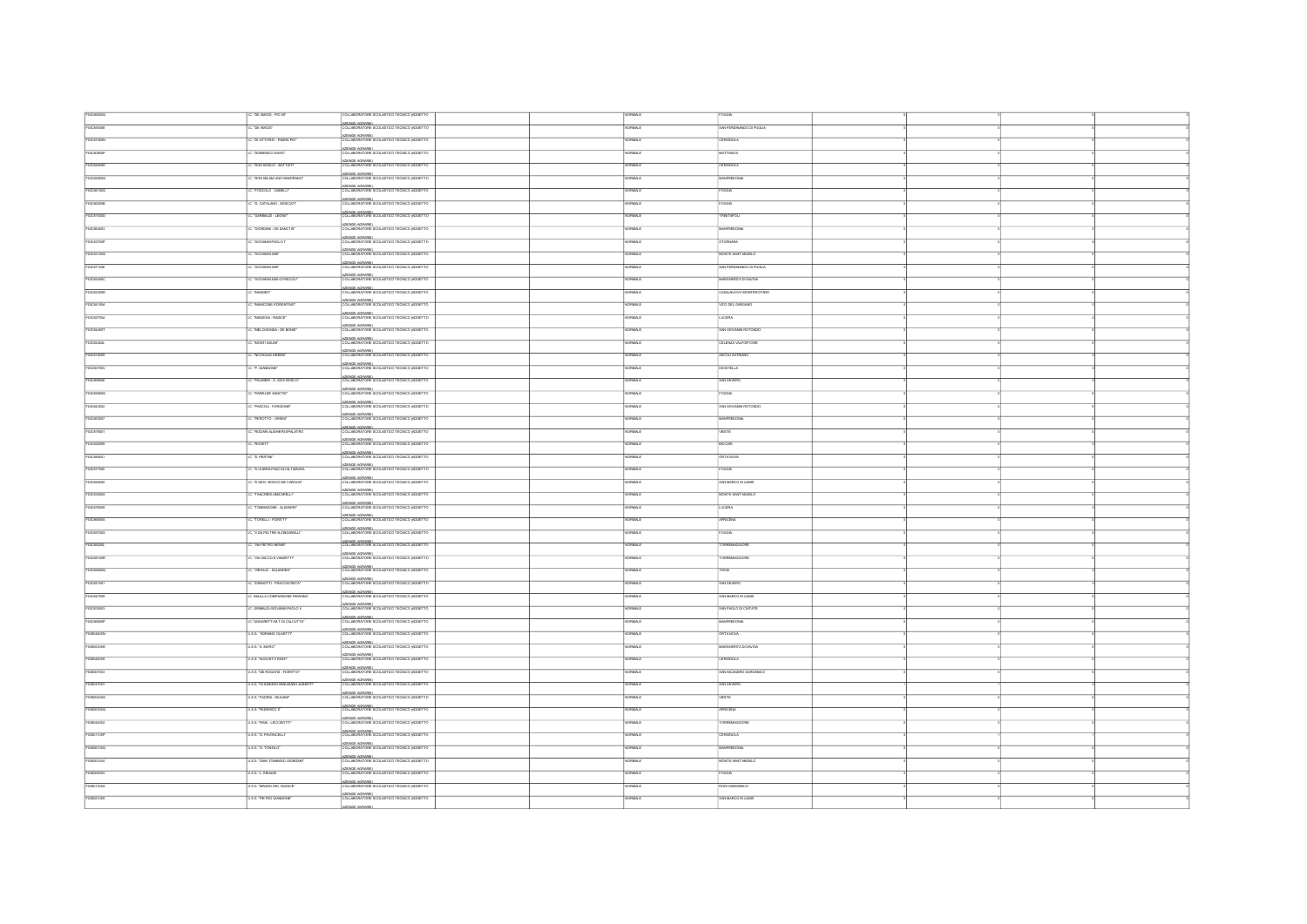| | | | | | | | | | | | | |
|---|---|---|---|---|---|---|---|---|---|---|---|---|
| FGIC86300Q | I.C. "DE AMICIS - PIO XII" | COLLABORATORE SCOLASTICO TECNICO (ADDETTO AZIENDE AGRARIE) | | | NORMALE | FOGGIA | | 0 | 0 | 0 | | 0 |
| FGIC85900B | I.C. "DE AMICIS" | COLLABORATORE SCOLASTICO TECNICO (ADDETTO AZIENDE AGRARIE) | | | NORMALE | SAN FERDINANDO DI PUGLIA | | 0 | 0 | 0 | | 0 |
| FGIC81400N | I.C. "DI VITTORIO - PADRE PIO" | COLLABORATORE SCOLASTICO TECNICO (ADDETTO AZIENDE AGRARIE) | | | NORMALE | CERIGNOLA | | 0 | 0 | 0 | | 0 |
| FGIC82900P | I.C. "DOMENICO SAVIO" | COLLABORATORE SCOLASTICO TECNICO (ADDETTO AZIENDE AGRARIE) | | | NORMALE | MATTINATA | | 0 | 0 | 0 | | 0 |
| FGIC84400Q | I.C. "DON BOSCO - BATTISTI" | COLLABORATORE SCOLASTICO TECNICO (ADDETTO AZIENDE AGRARIE) | | | NORMALE | CERIGNOLA | | 0 | 0 | 0 | | 0 |
| FGIC82900Q | I.C. "DON MILANI UNO+MAIORANO" | COLLABORATORE SCOLASTICO TECNICO (ADDETTO AZIENDE AGRARIE) | | | NORMALE | MANFREDONIA | | 0 | 0 | 0 | | 0 |
| FGIC861003 | I.C. "FOSCOLO - GABELLI" | COLLABORATORE SCOLASTICO TECNICO (ADDETTO AZIENDE AGRARIE) | | | NORMALE | FOGGIA | | 0 | 0 | 0 | | 0 |
| FGIC86200B | I.C. "G. CATALANO - MOSCATI" | COLLABORATORE SCOLASTICO TECNICO (ADDETTO AZIENDE AGRARIE) | | | NORMALE | FOGGIA | | 0 | 0 | 0 | | 0 |
| FGIC87500D | I.C. "GARIBALDI - LEONE" | COLLABORATORE SCOLASTICO TECNICO (ADDETTO AZIENDE AGRARIE) | | | NORMALE | TRINITAPOLI | | 0 | 0 | 0 | | 0 |
| FGIC84200X | I.C. "GIORDANI - DE SANCTIS" | COLLABORATORE SCOLASTICO TECNICO (ADDETTO AZIENDE AGRARIE) | | | NORMALE | MANFREDONIA | | 0 | 0 | 0 | | 0 |
| FGIC83700P | I.C. "GIOVANNI PAOLO II" | COLLABORATORE SCOLASTICO TECNICO (ADDETTO AZIENDE AGRARIE) | | | NORMALE | STORNARA | | 0 | 0 | 0 | | 0 |
| FGIC81100Q | I.C. "GIOVANNI XXIII" | COLLABORATORE SCOLASTICO TECNICO (ADDETTO AZIENDE AGRARIE) | | | NORMALE | MONTE SANT'ANGELO | | 0 | 0 | 0 | | 0 |
| FGIC871006 | I.C. "GIOVANNI XXIII" | COLLABORATORE SCOLASTICO TECNICO (ADDETTO AZIENDE AGRARIE) | | | NORMALE | SAN FERDINANDO DI PUGLIA | | 0 | 0 | 0 | | 0 |
| FGIC85400C | I.C. "GIOVANNI XXIII-G.PASCOLI" | COLLABORATORE SCOLASTICO TECNICO (ADDETTO AZIENDE AGRARIE) | | | NORMALE | MARGHERITA DI SAVOIA | | 0 | 0 | 0 | | 0 |
| FGIC82300R | I.C. "MANDES" | COLLABORATORE SCOLASTICO TECNICO (ADDETTO AZIENDE AGRARIE) | | | NORMALE | CASALNUOVO MONTEROTARO | | 0 | 0 | 0 | | 0 |
| FGIC84100A | I.C. "MANZONI FIORENTINO" | COLLABORATORE SCOLASTICO TECNICO (ADDETTO AZIENDE AGRARIE) | | | NORMALE | VICO DEL GARGANO | | 0 | 0 | 0 | | 0 |
| FGIC827004 | I.C. "MANZONI - RADICE" | COLLABORATORE SCOLASTICO TECNICO (ADDETTO AZIENDE AGRARIE) | | | NORMALE | LUCERA | | 0 | 0 | 0 | | 0 |
| FGIC84400T | I.C. "MELCHIONDA - DE BONIS" | COLLABORATORE SCOLASTICO TECNICO (ADDETTO AZIENDE AGRARIE) | | | NORMALE | SAN GIOVANNI ROTONDO | | 0 | 0 | 0 | | 0 |
| FGIC82400L | I.C. "MONTI DAUNI" | COLLABORATORE SCOLASTICO TECNICO (ADDETTO AZIENDE AGRARIE) | | | NORMALE | CELENZA VALFORTORE | | 0 | 0 | 0 | | 0 |
| FGIC81800R | I.C. "NICHOLAS GREEN" | COLLABORATORE SCOLASTICO TECNICO (ADDETTO AZIENDE AGRARIE) | | | NORMALE | ASCOLI SATRIANO | | 0 | 0 | 0 | | 0 |
| FGIC80700V | I.C. "P. GIANNONE" | COLLABORATORE SCOLASTICO TECNICO (ADDETTO AZIENDE AGRARIE) | | | NORMALE | ISCHITELLA | | 0 | 0 | 0 | | 0 |
| FGIC86900B | I.C. "PALMIERI - S. GIOV.BOSCO" | COLLABORATORE SCOLASTICO TECNICO (ADDETTO AZIENDE AGRARIE) | | | NORMALE | SAN SEVERO | | 0 | 0 | 0 | | 0 |
| FGIC85500G | I.C. "PARISI-DE SANCTIS" | COLLABORATORE SCOLASTICO TECNICO (ADDETTO AZIENDE AGRARIE) | | | NORMALE | FOGGIA | | 0 | 0 | 0 | | 0 |
| FGIC843002 | I.C. "PASCOLI - FORGIONE" | COLLABORATORE SCOLASTICO TECNICO (ADDETTO AZIENDE AGRARIE) | | | NORMALE | SAN GIOVANNI ROTONDO | | 0 | 0 | 0 | | 0 |
| FGIC86300T | I.C. "PEROTTO - ORSINI" | COLLABORATORE SCOLASTICO TECNICO (ADDETTO AZIENDE AGRARIE) | | | NORMALE | MANFREDONIA | | 0 | 0 | 0 | | 0 |
| FGIC876001 | I.C. "RODARI-ALIGHIERI-SPALATRO" | COLLABORATORE SCOLASTICO TECNICO (ADDETTO AZIENDE AGRARIE) | | | NORMALE | VIESTE | | 0 | 0 | 0 | | 0 |
| FGIC82000R | I.C. "ROSETI" | COLLABORATORE SCOLASTICO TECNICO (ADDETTO AZIENDE AGRARIE) | | | NORMALE | BICCARI | | 0 | 0 | 0 | | 0 |
| FGIC845001 | I.C. "S. PERTINI" | COLLABORATORE SCOLASTICO TECNICO (ADDETTO AZIENDE AGRARIE) | | | NORMALE | ORTA NOVA | | 0 | 0 | 0 | | 0 |
| FGIC877005 | I.C. "S.CHIARA-PASCOLI-ALTAMURA" | COLLABORATORE SCOLASTICO TECNICO (ADDETTO AZIENDE AGRARIE) | | | NORMALE | FOGGIA | | 0 | 0 | 0 | | 0 |
| FGIC84800B | I.C. "S.GIOV. BOSCO-DE CAROLIS" | COLLABORATORE SCOLASTICO TECNICO (ADDETTO AZIENDE AGRARIE) | | | NORMALE | SAN MARCO IN LAMIS | | 0 | 0 | 0 | | 0 |
| FGIC83300X | I.C. "TANCREDI-AMICARELLI" | COLLABORATORE SCOLASTICO TECNICO (ADDETTO AZIENDE AGRARIE) | | | NORMALE | MONTE SANT'ANGELO | | 0 | 0 | 0 | | 0 |
| FGIC87800R | I.C. "TOMMASONE - ALIGHIERI" | COLLABORATORE SCOLASTICO TECNICO (ADDETTO AZIENDE AGRARIE) | | | NORMALE | LUCERA | | 0 | 0 | 0 | | 0 |
| FGIC86800A | I.C. "TORELLI - FIORITTI" | COLLABORATORE SCOLASTICO TECNICO (ADDETTO AZIENDE AGRARIE) | | | NORMALE | APRICENA | | 0 | 0 | 0 | | 0 |
| FGIC85700Q | I.C. "V.DA FELTRE-N.ZINGARELLI" | COLLABORATORE SCOLASTICO TECNICO (ADDETTO AZIENDE AGRARIE) | | | NORMALE | FOGGIA | | 0 | 0 | 0 | | 0 |
| FGIC85200L | I.C. "VIA PIETRO NENNI" | COLLABORATORE SCOLASTICO TECNICO (ADDETTO AZIENDE AGRARIE) | | | NORMALE | TORREMAGGIORE | | 0 | 0 | 0 | | 0 |
| FGIC86100R | I.C. "VIA SACCO E VANZETTI" | COLLABORATORE SCOLASTICO TECNICO (ADDETTO AZIENDE AGRARIE) | | | NORMALE | TORREMAGGIORE | | 0 | 0 | 0 | | 0 |
| FGIC85600Q | I.C. "VIRGILIO - SALANDRA" | COLLABORATORE SCOLASTICO TECNICO (ADDETTO AZIENDE AGRARIE) | | | NORMALE | TROIA | | 0 | 0 | 0 | | 0 |
| FGIC851001 | I.C. "ZANNOTTI - FRACCACRETA" | COLLABORATORE SCOLASTICO TECNICO (ADDETTO AZIENDE AGRARIE) | | | NORMALE | SAN SEVERO | | 0 | 0 | 0 | | 0 |
| FGIC847009 | I.C. BALILLA COMPAGNONE RIZZANO | COLLABORATORE SCOLASTICO TECNICO (ADDETTO AZIENDE AGRARIE) | | | NORMALE | SAN MARCO IN LAMIS | | 0 | 0 | 0 | | 0 |
| FGIC83300G | I.C. GRIMALDI GIOVANNI PAOLO II | COLLABORATORE SCOLASTICO TECNICO (ADDETTO AZIENDE AGRARIE) | | | NORMALE | SAN PAOLO DI CIVITATE | | 0 | 0 | 0 | | 0 |
| FGIC86600P | I.C."UNGARETTI-M.T.DI CALCUTTA" | COLLABORATORE SCOLASTICO TECNICO (ADDETTO AZIENDE AGRARIE) | | | NORMALE | MANFREDONIA | | 0 | 0 | 0 | | 0 |
| FGIS04300N | I.I.S.S. "ADRIANO OLIVETTI" | COLLABORATORE SCOLASTICO TECNICO (ADDETTO AZIENDE AGRARIE) | | | NORMALE | ORTA NOVA | | 0 | 0 | 0 | | 0 |
| FGIS03300R | I.I.S.S. "A. MORO" | COLLABORATORE SCOLASTICO TECNICO (ADDETTO AZIENDE AGRARIE) | | | NORMALE | MARGHERITA DI SAVOIA | | 0 | 0 | 0 | | 0 |
| FGIS02400X | I.I.S.S. "AUGUSTO RIGHI" | COLLABORATORE SCOLASTICO TECNICO (ADDETTO AZIENDE AGRARIE) | | | NORMALE | CERIGNOLA | | 0 | 0 | 0 | | 0 |
| FGIS007003 | I.I.S.S. "DE ROGATIS - FIORITTO" | COLLABORATORE SCOLASTICO TECNICO (ADDETTO AZIENDE AGRARIE) | | | NORMALE | SAN NICANDRO GARGANICO | | 0 | 0 | 0 | | 0 |
| FGIS03700V | I.I.S.S. "DI SANGRO-MINUZIANO-ALBERTI" | COLLABORATORE SCOLASTICO TECNICO (ADDETTO AZIENDE AGRARIE) | | | NORMALE | SAN SEVERO | | 0 | 1 | 0 | | 0 |
| FGIS04400D | I.I.S.S. "FAZZINI - GIULIANI" | COLLABORATORE SCOLASTICO TECNICO (ADDETTO AZIENDE AGRARIE) | | | NORMALE | VIESTE | | 0 | 0 | 0 | | 0 |
| FGIS00300Q | I.I.S.S. "FEDERICO II" | COLLABORATORE SCOLASTICO TECNICO (ADDETTO AZIENDE AGRARIE) | | | NORMALE | APRICENA | | 0 | 0 | 0 | | 0 |
| FGIS04600Q | I.I.S.S. "FIANI - LECCISOTTI" | COLLABORATORE SCOLASTICO TECNICO (ADDETTO AZIENDE AGRARIE) | | | NORMALE | TORREMAGGIORE | | 0 | 0 | 0 | | 0 |
| FGIS01100P | I.I.S.S. "G. PAVONCELLI" | COLLABORATORE SCOLASTICO TECNICO (ADDETTO AZIENDE AGRARIE) | | | NORMALE | CERIGNOLA | | 2 | 1 | 1 | | 0 |
| FGIS01700Q | I.I.S.S. "G. TONIOLO" | COLLABORATORE SCOLASTICO TECNICO (ADDETTO AZIENDE AGRARIE) | | | NORMALE | MANFREDONIA | | 0 | 0 | 0 | | 0 |
| FGIS01300A | I.I.S.S. "GIAN TOMMASO GIORDANI" | COLLABORATORE SCOLASTICO TECNICO (ADDETTO AZIENDE AGRARIE) | | | NORMALE | MONTE SANT'ANGELO | | 0 | 0 | 0 | | 0 |
| FGIS00800V | I.I.S.S. "L. EINAUDI" | COLLABORATORE SCOLASTICO TECNICO (ADDETTO AZIENDE AGRARIE) | | | NORMALE | FOGGIA | | 2 | 2 | 0 | | 0 |
| FGIS01300A | I.I.S.S. "MAURO DEL GIUDICE" | COLLABORATORE SCOLASTICO TECNICO (ADDETTO AZIENDE AGRARIE) | | | NORMALE | RODI GARGANICO | | 0 | 0 | 0 | | 0 |
| FGIS021009 | I.I.S.S. "PIETRO GIANNONE" | COLLABORATORE SCOLASTICO TECNICO (ADDETTO AZIENDE AGRARIE) | | | NORMALE | SAN MARCO IN LAMIS | | 0 | 0 | 0 | | 0 |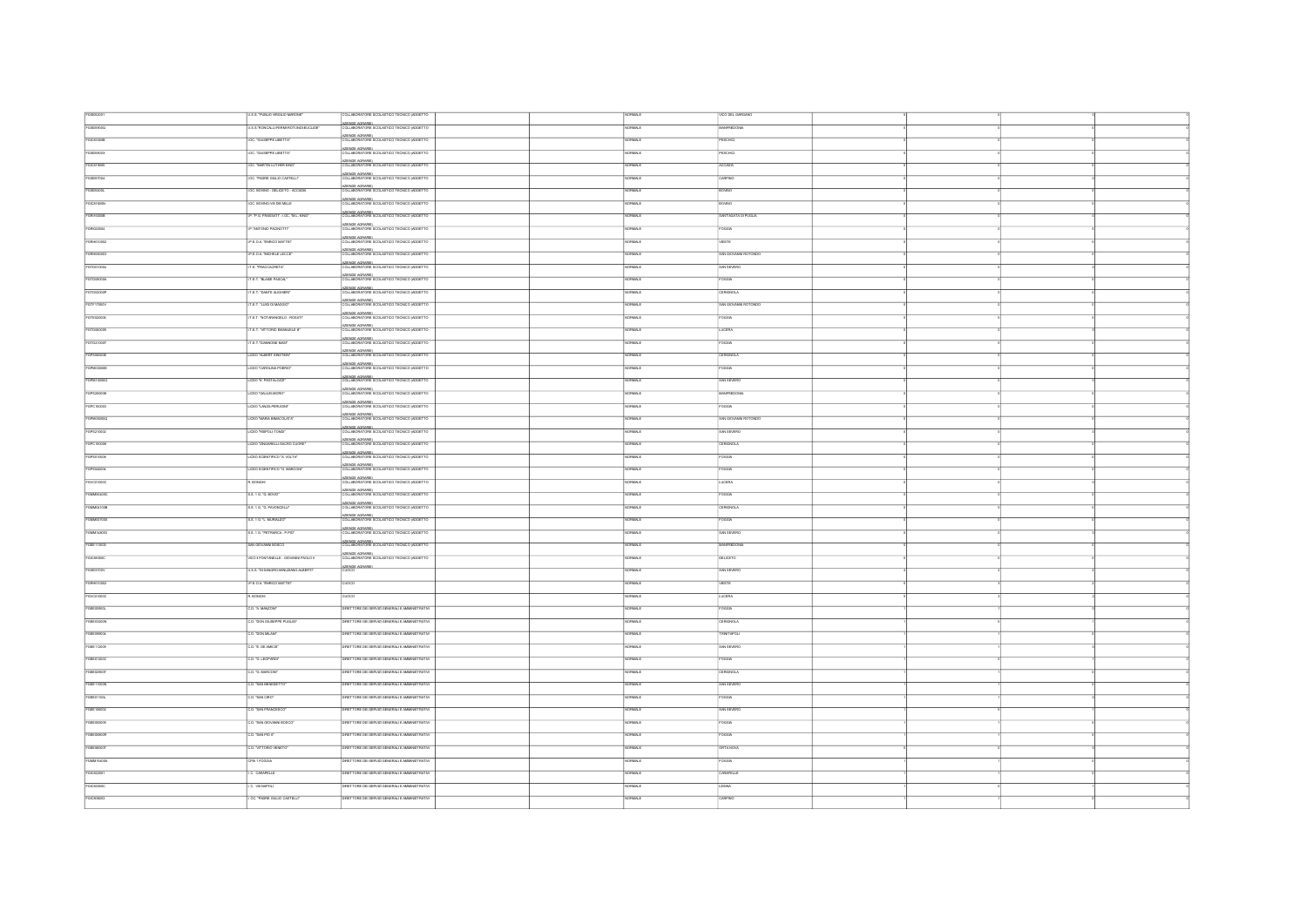| | | | | | | | | | | | |
|---|---|---|---|---|---|---|---|---|---|---|---|
| FGIS052001 | I.I.S.S. "PUBLIO VIRGILIO MARONE" | COLLABORATORE SCOLASTICO TECNICO (ADDETTO AZIENDE AGRARIE) | | | NORMALE | VICO DEL GARGANO | | 0 | 0 | 0 | 0 |
| FGIS05900Q | I.I.S.S "RONCALLI-FERMI-ROTUNDI-EUCLIDE" | COLLABORATORE SCOLASTICO TECNICO (ADDETTO AZIENDE AGRARIE) | | | NORMALE | MANFREDONIA | | 0 | 0 | 0 | 0 |
| FGIC85300B | I.O.C. "GIUSEPPE LIBETTA" | COLLABORATORE SCOLASTICO TECNICO (ADDETTO AZIENDE AGRARIE) | | | NORMALE | PESCHICI | | 0 | 0 | 0 | 0 |
| FGEE00900X | I.O.C. "GIUSEPPE LIBETTA" | COLLABORATORE SCOLASTICO TECNICO (ADDETTO AZIENDE AGRARIE) | | | NORMALE | PESCHICI | | 0 | 0 | 0 | 0 |
| FGIC818008 | I.O.C. "MARTIN LUTHER KING" | COLLABORATORE SCOLASTICO TECNICO (ADDETTO AZIENDE AGRARIE) | | | NORMALE | ACCADIA | | 0 | 0 | 0 | 0 |
| FGIS03700A | I.O.C. "PADRE GIULIO CASTELLI" | COLLABORATORE SCOLASTICO TECNICO (ADDETTO AZIENDE AGRARIE) | | | NORMALE | CARPINO | | 0 | 0 | 0 | 0 |
| FGIS00400L | I.O.C. BOVINO - DELICETO - ACCADIA | COLLABORATORE SCOLASTICO TECNICO (ADDETTO AZIENDE AGRARIE) | | | NORMALE | BOVINO | | 0 | 0 | 0 | 0 |
| FGIC81400N | I.O.C. BOVINO VIA DEI MILLE | COLLABORATORE SCOLASTICO TECNICO (ADDETTO AZIENDE AGRARIE) | | | NORMALE | BOVINO | | 0 | 0 | 0 | 0 |
| FGRH04000B | IP "P.G. FRASSATI" - I.O.C. "M.L. KING" | COLLABORATORE SCOLASTICO TECNICO (ADDETTO AZIENDE AGRARIE) | | | NORMALE | SANT'AGATA DI PUGLIA | | 0 | 0 | 0 | 0 |
| FGRI020004 | IP "ANTONIO PACINOTTI" | COLLABORATORE SCOLASTICO TECNICO (ADDETTO AZIENDE AGRARIE) | | | NORMALE | FOGGIA | | 0 | 0 | 0 | 0 |
| FGRH010002 | IP.E.O.A. "ENRICO MATTEI" | COLLABORATORE SCOLASTICO TECNICO (ADDETTO AZIENDE AGRARIE) | | | NORMALE | VIESTE | | 0 | 0 | 0 | 0 |
| FGRH060003 | IP.E.O.A. "MICHELE LECCE" | COLLABORATORE SCOLASTICO TECNICO (ADDETTO AZIENDE AGRARIE) | | | NORMALE | SAN GIOVANNI ROTONDO | | 0 | 0 | 0 | 0 |
| FGTD010004 | I.T.E. "FRACCACRETA" | COLLABORATORE SCOLASTICO TECNICO (ADDETTO AZIENDE AGRARIE) | | | NORMALE | SAN SEVERO | | 0 | 0 | 0 | 0 |
| FGTD08000N | I.T.E.T. "BLAISE PASCAL" | COLLABORATORE SCOLASTICO TECNICO (ADDETTO AZIENDE AGRARIE) | | | NORMALE | FOGGIA | | 0 | 0 | 0 | 0 |
| FGTD02000P | I.T.E.T. "DANTE ALIGHIERI" | COLLABORATORE SCOLASTICO TECNICO (ADDETTO AZIENDE AGRARIE) | | | NORMALE | CERIGNOLA | | 0 | 0 | 0 | 0 |
| FGTF17000V | I.T.E.T. "LUIGI DI MAGGIO" | COLLABORATORE SCOLASTICO TECNICO (ADDETTO AZIENDE AGRARIE) | | | NORMALE | SAN GIOVANNI ROTONDO | | 0 | 0 | 0 | 0 |
| FGTE020006 | I.T.E.T. "NOTARANGELO - ROSATI" | COLLABORATORE SCOLASTICO TECNICO (ADDETTO AZIENDE AGRARIE) | | | NORMALE | FOGGIA | | 0 | 0 | 0 | 0 |
| FGTD060005 | I.T.E.T. "VITTORIO EMANUELE III" | COLLABORATORE SCOLASTICO TECNICO (ADDETTO AZIENDE AGRARIE) | | | NORMALE | LUCERA | | 0 | 0 | 0 | 0 |
| FGTD21000T | I.T.E.T. "GIANNONE MASI" | COLLABORATORE SCOLASTICO TECNICO (ADDETTO AZIENDE AGRARIE) | | | NORMALE | FOGGIA | | 0 | 0 | 0 | 0 |
| FGPS08000E | LICEO "ALBERT EINSTEIN" | COLLABORATORE SCOLASTICO TECNICO (ADDETTO AZIENDE AGRARIE) | | | NORMALE | CERIGNOLA | | 0 | 0 | 0 | 0 |
| FGPM10000G | LICEO "CAROLINA POERIO" | COLLABORATORE SCOLASTICO TECNICO (ADDETTO AZIENDE AGRARIE) | | | NORMALE | FOGGIA | | 0 | 0 | 0 | 0 |
| FGPM03000Q | LICEO "E. PESTALOZZI" | COLLABORATORE SCOLASTICO TECNICO (ADDETTO AZIENDE AGRARIE) | | | NORMALE | SAN SEVERO | | 0 | 0 | 0 | 0 |
| FGPS20000B | LICEO "GALILEI-MORO" | COLLABORATORE SCOLASTICO TECNICO (ADDETTO AZIENDE AGRARIE) | | | NORMALE | MANFREDONIA | | 0 | 0 | 0 | 0 |
| FGPC15000C | LICEO "LANZA-PERUGINI" | COLLABORATORE SCOLASTICO TECNICO (ADDETTO AZIENDE AGRARIE) | | | NORMALE | FOGGIA | | 0 | 0 | 0 | 0 |
| FGPM05000Q | LICEO "MARIA IMMACOLATA" | COLLABORATORE SCOLASTICO TECNICO (ADDETTO AZIENDE AGRARIE) | | | NORMALE | SAN GIOVANNI ROTONDO | | 0 | 0 | 0 | 0 |
| FGPS210002 | LICEO "RISPOLI-TONDI" | COLLABORATORE SCOLASTICO TECNICO (ADDETTO AZIENDE AGRARIE) | | | NORMALE | SAN SEVERO | | 0 | 0 | 0 | 0 |
| FGPC160003 | LICEO "ZINGARELLI-SACRO CUORE" | COLLABORATORE SCOLASTICO TECNICO (ADDETTO AZIENDE AGRARIE) | | | NORMALE | CERIGNOLA | | 0 | 0 | 0 | 0 |
| FGPS010008 | LICEO SCIENTIFICO "A. VOLTA" | COLLABORATORE SCOLASTICO TECNICO (ADDETTO AZIENDE AGRARIE) | | | NORMALE | FOGGIA | | 0 | 0 | 0 | 0 |
| FGPS040004 | LICEO SCIENTIFICO "G. MARCONI" | COLLABORATORE SCOLASTICO TECNICO (ADDETTO AZIENDE AGRARIE) | | | NORMALE | FOGGIA | | 0 | 0 | 0 | 0 |
| FGVC01000C | R. BONGHI | COLLABORATORE SCOLASTICO TECNICO (ADDETTO AZIENDE AGRARIE) | | | NORMALE | LUCERA | | 0 | 0 | 0 | 0 |
| FGMM00400C | S.S. 1 G. "G. BOVIO" | COLLABORATORE SCOLASTICO TECNICO (ADDETTO AZIENDE AGRARIE) | | | NORMALE | FOGGIA | | 0 | 0 | 0 | 0 |
| FGMM14100B | S.S. 1 G. "G. PAVONCELLI" | COLLABORATORE SCOLASTICO TECNICO (ADDETTO AZIENDE AGRARIE) | | | NORMALE | CERIGNOLA | | 0 | 0 | 0 | 0 |
| FGMM00700X | S.S. 1 G. "L. MURIALDO" | COLLABORATORE SCOLASTICO TECNICO (ADDETTO AZIENDE AGRARIE) | | | NORMALE | FOGGIA | | 0 | 0 | 0 | 0 |
| FGMM148003 | S.S. 1 G. "PETRARCA - P.PIO" | COLLABORATORE SCOLASTICO TECNICO (ADDETTO AZIENDE AGRARIE) | | | NORMALE | SAN SEVERO | | 0 | 0 | 0 | 0 |
| FGEE11000E | SAN GIOVANNI BOSCO | COLLABORATORE SCOLASTICO TECNICO (ADDETTO AZIENDE AGRARIE) | | | NORMALE | MANFREDONIA | | 0 | 0 | 0 | 0 |
| FGIC86200C | VICO II FONTANELLE - GIOVANNI PAOLO II | COLLABORATORE SCOLASTICO TECNICO (ADDETTO AZIENDE AGRARIE) | | | NORMALE | DELICETO | | 0 | 0 | 0 | 0 |
| FGIS07000V | I.I.S.S. "DI SANGRO-MINUZIANO-ALBERTI" | CUOCO | | | NORMALE | SAN SEVERO | | 4 | 3 | 1 | 0 |
| FGRH010002 | IP.E.O.A. "ENRICO MATTEI" | CUOCO | | | NORMALE | VIESTE | | 6 | 3 | 2 | 0 |
| FGVC01000C | R. BONGHI | CUOCO | | | NORMALE | LUCERA | | 4 | 3 | 2 | 0 |
| FGEE00900L | C.D. "A. MANZONI" | DIRETTORE DEI SERVIZI GENERALI E AMMINISTRATIVI | | | NORMALE | FOGGIA | | 1 | 1 | 0 | 0 |
| FGEE03200N | C.D. "DON GIUSEPPE PUGLISI" | DIRETTORE DEI SERVIZI GENERALI E AMMINISTRATIVI | | | NORMALE | CERIGNOLA | | 1 | 0 | 1 | 0 |
| FGEE09900L | C.D. "DON MILANI" | DIRETTORE DEI SERVIZI GENERALI E AMMINISTRATIVI | | | NORMALE | TRINITAPOLI | | 1 | 1 | 0 | 0 |
| FGEE11200R | C.D. "E. DE AMICIS" | DIRETTORE DEI SERVIZI GENERALI E AMMINISTRATIVI | | | NORMALE | SAN SEVERO | | 1 | 1 | 0 | 0 |
| FGEE01200C | C.D. "G. LEOPARDI" | DIRETTORE DEI SERVIZI GENERALI E AMMINISTRATIVI | | | NORMALE | FOGGIA | | 1 | 0 | 1 | 0 |
| FGEE02900T | C.D. "G. MARCONI" | DIRETTORE DEI SERVIZI GENERALI E AMMINISTRATIVI | | | NORMALE | CERIGNOLA | | 1 | 1 | 0 | 0 |
| FGEE11000N | C.D. "SAN BENEDETTO" | DIRETTORE DEI SERVIZI GENERALI E AMMINISTRATIVI | | | NORMALE | SAN SEVERO | | 1 | 1 | 0 | 0 |
| FGEE01100L | C.D. "SAN CIRO" | DIRETTORE DEI SERVIZI GENERALI E AMMINISTRATIVI | | | NORMALE | FOGGIA | | 1 | 1 | 0 | 0 |
| FGEE10800C | C.D. "SAN FRANCESCO" | DIRETTORE DEI SERVIZI GENERALI E AMMINISTRATIVI | | | NORMALE | SAN SEVERO | | 1 | 0 | 1 | 0 |
| FGEE00800R | C.D. "SAN GIOVANNI BOSCO" | DIRETTORE DEI SERVIZI GENERALI E AMMINISTRATIVI | | | NORMALE | FOGGIA | | 1 | 1 | 0 | 0 |
| FGEE00600R | C.D. "SAN PIO X" | DIRETTORE DEI SERVIZI GENERALI E AMMINISTRATIVI | | | NORMALE | FOGGIA | | 1 | 1 | 0 | 0 |
| FGEE06000T | C.D. "VITTORIO VENETO" | DIRETTORE DEI SERVIZI GENERALI E AMMINISTRATIVI | | | NORMALE | ORTA NOVA | | 0 | 0 | 0 | 0 |
| FGMM15400A | CPIA 1 FOGGIA | DIRETTORE DEI SERVIZI GENERALI E AMMINISTRATIVI | | | NORMALE | FOGGIA | | 1 | 1 | 0 | 0 |
| FGIC822001 | I.C. CARAPELLE | DIRETTORE DEI SERVIZI GENERALI E AMMINISTRATIVI | | | NORMALE | CARAPELLE | | 1 | 1 | 0 | 0 |
| FGIC82900C | I.C. VIA NAPOLI | DIRETTORE DEI SERVIZI GENERALI E AMMINISTRATIVI | | | NORMALE | LESINA | | 1 | 0 | 1 | 0 |
| FGIC83800X | I. OC. "PADRE GIULIO CASTELLI" | DIRETTORE DEI SERVIZI GENERALI E AMMINISTRATIVI | | | NORMALE | CARPINO | | 1 | 1 | 0 | 0 |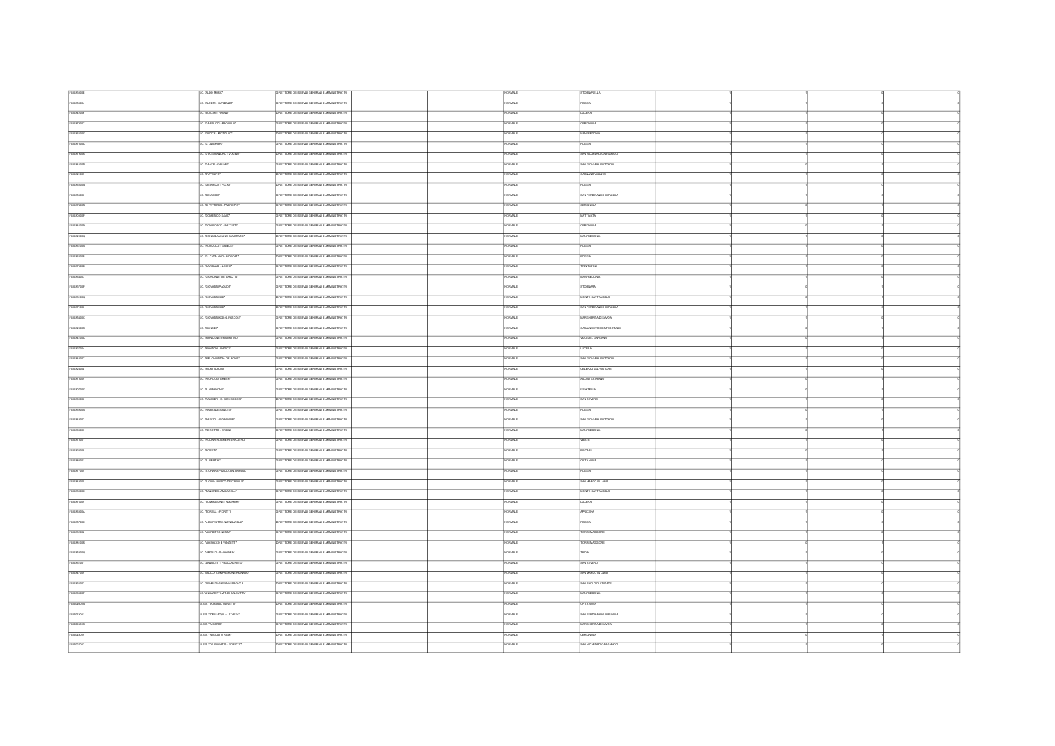| FGIC85600B | I.C. "ALDO MORO" | DIRETTORE DEI SERVIZI GENERALI E AMMINISTRATIVI | | | NORMALE | STORNARELLA | 1 | 1 | 0 | 0 |
|---|---|---|---|---|---|---|---|---|---|---|
| FGIC85800X | I.C. "ALFIERI - GARIBALDI" | DIRETTORE DEI SERVIZI GENERALI E AMMINISTRATIVI | | | NORMALE | FOGGIA | 1 | 1 | 0 | 0 |
| FGIC84200E | I.C. "BOZZINI - FASANI" | DIRETTORE DEI SERVIZI GENERALI E AMMINISTRATIVI | | | NORMALE | LUCERA | 1 | 1 | 0 | 0 |
| FGIC87300T | I.C. "CARDUCCI - PAOLILLO" | DIRETTORE DEI SERVIZI GENERALI E AMMINISTRATIVI | | | NORMALE | CERIGNOLA | 1 | 1 | 0 | 0 |
| FGIC86500V | I.C. "CROCE - MOZZILLO" | DIRETTORE DEI SERVIZI GENERALI E AMMINISTRATIVI | | | NORMALE | MANFREDONIA | 1 | 1 | 0 | 0 |
| FGIC87200A | I.C. "D. ALIGHIERI" | DIRETTORE DEI SERVIZI GENERALI E AMMINISTRATIVI | | | NORMALE | FOGGIA | 1 | 1 | 0 | 0 |
| FGIC87600R | I.C. "DALESSANDRO - VOCINO" | DIRETTORE DEI SERVIZI GENERALI E AMMINISTRATIVI | | | NORMALE | SAN NICANDRO GARGANICO | 1 | 1 | 0 | 0 |
| FGIC84300N | I.C. "DANTE - GALIANI" | DIRETTORE DEI SERVIZI GENERALI E AMMINISTRATIVI | | | NORMALE | SAN GIOVANNI ROTONDO | 1 | 0 | 1 | 0 |
| FGIC821008 | I.C. "D'APOLITO" | DIRETTORE DEI SERVIZI GENERALI E AMMINISTRATIVI | | | NORMALE | CAGNANO VARANO | 1 | 1 | 0 | 0 |
| FGIC86000Q | I.C. "DE AMICIS - PIO XII" | DIRETTORE DEI SERVIZI GENERALI E AMMINISTRATIVI | | | NORMALE | FOGGIA | 1 | 1 | 0 | 0 |
| FGIC85000B | I.C. "DE AMICIS" | DIRETTORE DEI SERVIZI GENERALI E AMMINISTRATIVI | | | NORMALE | SAN FERDINANDO DI PUGLIA | 1 | 1 | 0 | 0 |
| FGIC87400N | I.C. "DI VITTORIO - PADRE PIO" | DIRETTORE DEI SERVIZI GENERALI E AMMINISTRATIVI | | | NORMALE | CERIGNOLA | 1 | 0 | 1 | 0 |
| FGIC82900P | I.C. "DOMENICO SAVIO" | DIRETTORE DEI SERVIZI GENERALI E AMMINISTRATIVI | | | NORMALE | MATTINATA | 1 | 1 | 0 | 0 |
| FGIC84400D | I.C. "DON BOSCO - BATTISTI" | DIRETTORE DEI SERVIZI GENERALI E AMMINISTRATIVI | | | NORMALE | CERIGNOLA | 1 | 0 | 1 | 0 |
| FGIC86900Q | I.C. "DON MILANI UNO MANDORANO" | DIRETTORE DEI SERVIZI GENERALI E AMMINISTRATIVI | | | NORMALE | MANFREDONIA | 1 | 1 | 0 | 0 |
| FGIC861003 | I.C. "FOSCOLO - GABELLI" | DIRETTORE DEI SERVIZI GENERALI E AMMINISTRATIVI | | | NORMALE | FOGGIA | 1 | 1 | 0 | 0 |
| FGIC86200B | I.C. "G. CATALANO - MOSCATI" | DIRETTORE DEI SERVIZI GENERALI E AMMINISTRATIVI | | | NORMALE | FOGGIA | 1 | 1 | 0 | 0 |
| FGIC87500D | I.C. "GARIBALDI - LEONE" | DIRETTORE DEI SERVIZI GENERALI E AMMINISTRATIVI | | | NORMALE | TRINITAPOLI | 1 | 1 | 0 | 0 |
| FGIC864003 | I.C. "GIORDANI - DE SANCTIS" | DIRETTORE DEI SERVIZI GENERALI E AMMINISTRATIVI | | | NORMALE | MANFREDONIA | 1 | 1 | 0 | 0 |
| FGIC85700P | I.C. "GIOVANNI PAOLO I" | DIRETTORE DEI SERVIZI GENERALI E AMMINISTRATIVI | | | NORMALE | STORNARA | 1 | 0 | 1 | 0 |
| FGIC81000Q | I.C. "GIOVANNI XXIII" | DIRETTORE DEI SERVIZI GENERALI E AMMINISTRATIVI | | | NORMALE | MONTE SANT'ANGELO | 1 | 0 | 1 | 0 |
| FGIC871006 | I.C. "GIOVANNI XXIII" | DIRETTORE DEI SERVIZI GENERALI E AMMINISTRATIVI | | | NORMALE | SAN FERDINANDO DI PUGLIA | 1 | 1 | 0 | 0 |
| FGIC85400C | I.C. "GIOVANNI XXIII G. PASCOLI" | DIRETTORE DEI SERVIZI GENERALI E AMMINISTRATIVI | | | NORMALE | MARGHERITA DI SAVOIA | 1 | 1 | 0 | 0 |
| FGIC82300R | I.C. "MANDES" | DIRETTORE DEI SERVIZI GENERALI E AMMINISTRATIVI | | | NORMALE | CASALNUOVO MONTEROTARO | 1 | 0 | 1 | 0 |
| FGIC81500A | I.C. "MANZONI - FIORENTINO" | DIRETTORE DEI SERVIZI GENERALI E AMMINISTRATIVI | | | NORMALE | VICO DEL GARGANO | 1 | 1 | 0 | 0 |
| FGIC827004 | I.C. "MANZONI - RADICE" | DIRETTORE DEI SERVIZI GENERALI E AMMINISTRATIVI | | | NORMALE | LUCERA | 1 | 1 | 0 | 0 |
| FGIC84400T | I.C. "MELCHIONDA - DE BONIS" | DIRETTORE DEI SERVIZI GENERALI E AMMINISTRATIVI | | | NORMALE | SAN GIOVANNI ROTONDO | 1 | 1 | 0 | 0 |
| FGIC82400L | I.C. "MONTI DAUNI" | DIRETTORE DEI SERVIZI GENERALI E AMMINISTRATIVI | | | NORMALE | CELENZA VALFORTORE | 1 | 1 | 0 | 0 |
| FGIC818009 | I.C. "NICHOLAS GREEN" | DIRETTORE DEI SERVIZI GENERALI E AMMINISTRATIVI | | | NORMALE | ASCOLI SATRIANO | 1 | 0 | 1 | 0 |
| FGIC82700V | I.C. "P. GIANNONE" | DIRETTORE DEI SERVIZI GENERALI E AMMINISTRATIVI | | | NORMALE | ISCHITELLA | 1 | 0 | 1 | 0 |
| FGIC86300B | I.C. "PALMIERI - S. GIOV BOSCO" | DIRETTORE DEI SERVIZI GENERALI E AMMINISTRATIVI | | | NORMALE | SAN SEVERO | 1 | 1 | 0 | 0 |
| FGIC85900Q | I.C. "PARISI - DE SANCTIS" | DIRETTORE DEI SERVIZI GENERALI E AMMINISTRATIVI | | | NORMALE | FOGGIA | 1 | 0 | 1 | 0 |
| FGIC84300Z | I.C. "PASCOLI - FORGIONE" | DIRETTORE DEI SERVIZI GENERALI E AMMINISTRATIVI | | | NORMALE | SAN GIOVANNI ROTONDO | 1 | 1 | 0 | 0 |
| FGIC86700T | I.C. "PEROTTO - ORSINI" | DIRETTORE DEI SERVIZI GENERALI E AMMINISTRATIVI | | | NORMALE | MANFREDONIA | 1 | 0 | 1 | 0 |
| FGIC816001 | I.C. "RODARI-ALIGHIERI-SPALATRO" | DIRETTORE DEI SERVIZI GENERALI E AMMINISTRATIVI | | | NORMALE | VIESTE | 1 | 1 | 0 | 0 |
| FGIC82000B | I.C. "ROSETI" | DIRETTORE DEI SERVIZI GENERALI E AMMINISTRATIVI | | | NORMALE | BICCARI | 1 | 0 | 1 | 0 |
| FGIC84500T | I.C. "S. PERTINI" | DIRETTORE DEI SERVIZI GENERALI E AMMINISTRATIVI | | | NORMALE | ORTA NOVA | 1 | 1 | 0 | 0 |
| FGIC87700X | I.C. "S.CHIARA-PASCOLI-ALTAMURA" | DIRETTORE DEI SERVIZI GENERALI E AMMINISTRATIVI | | | NORMALE | FOGGIA | 1 | 1 | 0 | 0 |
| FGIC84600N | I.C. "S.GIOV. BOSCO-DE CAROLIS" | DIRETTORE DEI SERVIZI GENERALI E AMMINISTRATIVI | | | NORMALE | SAN MARCO IN LAMIS | 1 | 1 | 0 | 0 |
| FGIC82200Q | I.C. "TANCREDI-AMICARELLI" | DIRETTORE DEI SERVIZI GENERALI E AMMINISTRATIVI | | | NORMALE | MONTE SANT'ANGELO | 1 | 1 | 0 | 0 |
| FGIC81900Q | I.C. "TOMMASONE - ALIGHIERI" | DIRETTORE DEI SERVIZI GENERALI E AMMINISTRATIVI | | | NORMALE | LUCERA | 1 | 1 | 0 | 0 |
| FGIC86800A | I.C. "TORELLI - FIORITTI" | DIRETTORE DEI SERVIZI GENERALI E AMMINISTRATIVI | | | NORMALE | APRICENA | 1 | 1 | 0 | 0 |
| FGIC85700X | I.C. "V.DA FELTRE-N.ZINGARELLI" | DIRETTORE DEI SERVIZI GENERALI E AMMINISTRATIVI | | | NORMALE | FOGGIA | 1 | 1 | 0 | 0 |
| FGIC86200L | I.C. "VIA PIETRO NENNI" | DIRETTORE DEI SERVIZI GENERALI E AMMINISTRATIVI | | | NORMALE | TORREMAGGIORE | 1 | 1 | 0 | 0 |
| FGIC86100R | I.C. "VIA SACCO E VANZETTI" | DIRETTORE DEI SERVIZI GENERALI E AMMINISTRATIVI | | | NORMALE | TORREMAGGIORE | 1 | 0 | 1 | 0 |
| FGIC84900Q | I.C. "VIRGILIO - SALANDRA" | DIRETTORE DEI SERVIZI GENERALI E AMMINISTRATIVI | | | NORMALE | TROIA | 1 | 1 | 0 | 0 |
| FGIC861001 | I.C. "ZANNOTTI - FRACCACRETA" | DIRETTORE DEI SERVIZI GENERALI E AMMINISTRATIVI | | | NORMALE | SAN SEVERO | 1 | 1 | 0 | 0 |
| FGIC847009 | I.C. BALILLA COMPAGNONE PADALINO | DIRETTORE DEI SERVIZI GENERALI E AMMINISTRATIVI | | | NORMALE | SAN MARCO IN LAMIS | 1 | 1 | 0 | 0 |
| FGIC83300X | I.C. GRIMALDI GIOVANNI PAOLO II | DIRETTORE DEI SERVIZI GENERALI E AMMINISTRATIVI | | | NORMALE | SAN PAOLO DI CIVITATE | 1 | 1 | 0 | 0 |
| FGIC86600P | I.C "UNGARETTI-M.T. DI CALCUTTA" | DIRETTORE DEI SERVIZI GENERALI E AMMINISTRATIVI | | | NORMALE | MANFREDONIA | 1 | 1 | 0 | 0 |
| FGIS04400N | I.I.S.S. "ADRIANO OLIVETTI" | DIRETTORE DEI SERVIZI GENERALI E AMMINISTRATIVI | | | NORMALE | ORTA NOVA | 1 | 1 | 0 | 0 |
| FGIS03300T | I.I.S.S. " DELL'AQUILA - STAFFA" | DIRETTORE DEI SERVIZI GENERALI E AMMINISTRATIVI | | | NORMALE | SAN FERDINANDO DI PUGLIA | 1 | 1 | 0 | 0 |
| FGIS00300R | I.I.S.S. "A. MORO" | DIRETTORE DEI SERVIZI GENERALI E AMMINISTRATIVI | | | NORMALE | MARGHERITA DI SAVOIA | 1 | 1 | 0 | 0 |
| FGIS04600D | I.I.S.S. "AUGUSTO RIGHI" | DIRETTORE DEI SERVIZI GENERALI E AMMINISTRATIVI | | | NORMALE | CERIGNOLA | 1 | 0 | 1 | 0 |
| FGIS03700Q | I.I.S.S. "DE ROGATIS - FIORITTO" | DIRETTORE DEI SERVIZI GENERALI E AMMINISTRATIVI | | | NORMALE | SAN NICANDRO GARGANICO | 1 | 1 | 0 | 0 |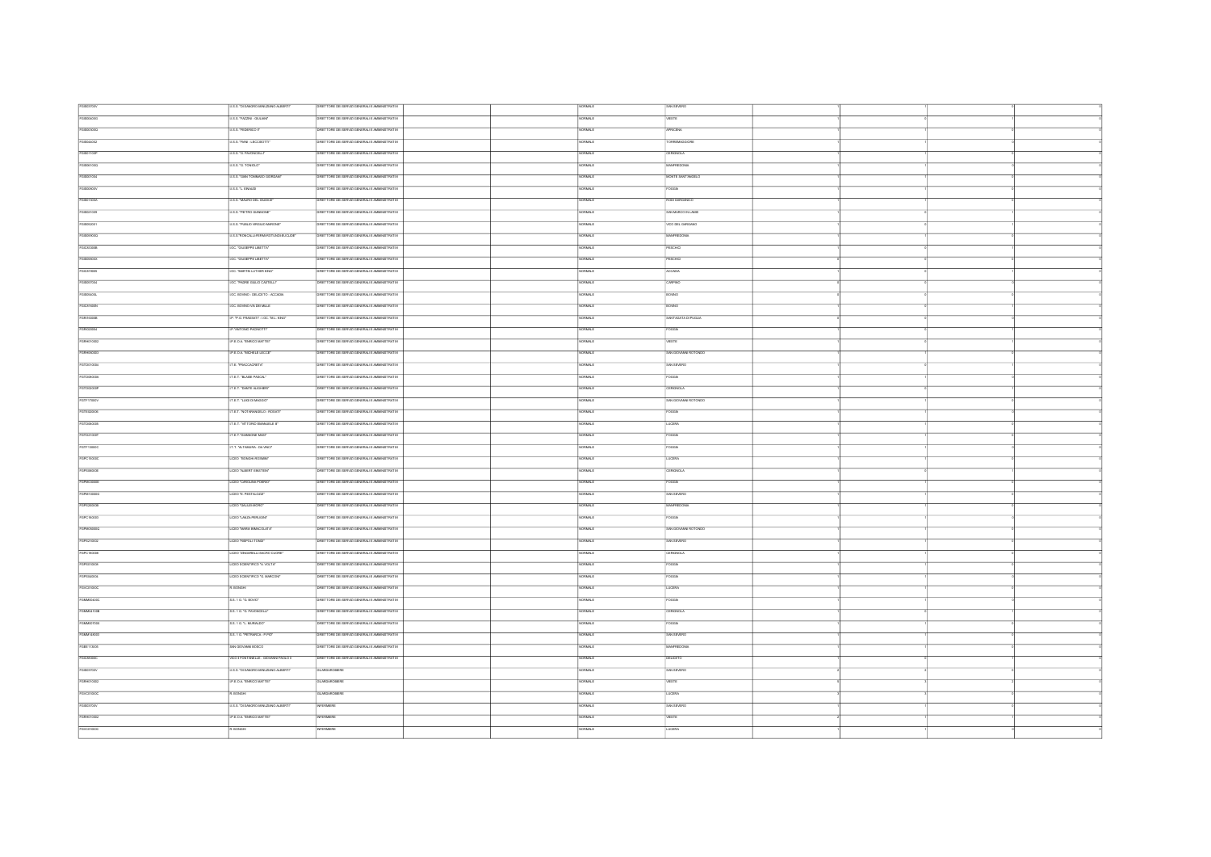| | | | | | | | | | | | |
|---|---|---|---|---|---|---|---|---|---|---|---|
| FGIS03700V | I.I.S.S. "DI SANGRO-MINUZIANO-ALBERTI" | DIRETTORE DEI SERVIZI GENERALI E AMMINISTRATIVI | | | NORMALE | SAN SEVERO | | 1 | 1 | 0 | 0 |
| FGIS04300D | I.I.S.S. "FAZZINI - GIULIANI" | DIRETTORE DEI SERVIZI GENERALI E AMMINISTRATIVI | | | NORMALE | VIESTE | | 1 | 0 | 1 | 0 |
| FGIS05300X | I.I.S.S. "FEDERICO II" | DIRETTORE DEI SERVIZI GENERALI E AMMINISTRATIVI | | | NORMALE | APRICENA | | 1 | 1 | 0 | 0 |
| FGIS04400 | I.I.S.S. "PIANI - LECCISOTTI" | DIRETTORE DEI SERVIZI GENERALI E AMMINISTRATIVI | | | NORMALE | TORREMAGGIORE | | 1 | 1 | 0 | 0 |
| FGIS01100P | I.I.S.S. "G. PAVONCELLI" | DIRETTORE DEI SERVIZI GENERALI E AMMINISTRATIVI | | | NORMALE | CERIGNOLA | | 1 | 1 | 0 | 0 |
| FGIS06100 | I.I.S.S. "G. TONIOLO" | DIRETTORE DEI SERVIZI GENERALI E AMMINISTRATIVI | | | NORMALE | MANFREDONIA | | 1 | 1 | 0 | 0 |
| FGIS001004 | I.I.S.S. "GIAN TOMMASO GIORDANI" | DIRETTORE DEI SERVIZI GENERALI E AMMINISTRATIVI | | | NORMALE | MONTE SANT'ANGELO | | 1 | 1 | 0 | 0 |
| FGIS00400V | I.I.S.S. "L. EINAUDI" | DIRETTORE DEI SERVIZI GENERALI E AMMINISTRATIVI | | | NORMALE | FOGGIA | | 1 | 1 | 0 | 0 |
| FGIS01300A | I.I.S.S. "MAURO DEL GIUDICE" | DIRETTORE DEI SERVIZI GENERALI E AMMINISTRATIVI | | | NORMALE | RODI GARGANICO | | 1 | 1 | 0 | 0 |
| FGIS021009 | I.I.S.S. "PIETRO GIANNONE" | DIRETTORE DEI SERVIZI GENERALI E AMMINISTRATIVI | | | NORMALE | SAN MARCO IN LAMIS | | 1 | 0 | 1 | 0 |
| FGIS052001 | I.I.S.S. "PUBLIO VIRGILIO MARONE" | DIRETTORE DEI SERVIZI GENERALI E AMMINISTRATIVI | | | NORMALE | VICO DEL GARGANO | | 1 | 0 | 1 | 0 |
| FGIS00800 | I.I.S.S."RONCALLI-FERMI-ROTUNDI-EUCLIDE" | DIRETTORE DEI SERVIZI GENERALI E AMMINISTRATIVI | | | NORMALE | MANFREDONIA | | 1 | 1 | 0 | 0 |
| FGIC83300B | I.O.C. "GIUSEPPE LIBETTA" | DIRETTORE DEI SERVIZI GENERALI E AMMINISTRATIVI | | | NORMALE | PESCHICI | | 1 | 0 | 1 | 0 |
| FGIS05800X | I.O.C. "GIUSEPPE LIBETTA" | DIRETTORE DEI SERVIZI GENERALI E AMMINISTRATIVI | | | NORMALE | PESCHICI | | 0 | 0 | 0 | 0 |
| FGIC819005 | I.O.C. "MARTIN LUTHER KING" | DIRETTORE DEI SERVIZI GENERALI E AMMINISTRATIVI | | | NORMALE | ACCADIA | | 1 | 0 | 1 | 0 |
| FGIS007004 | I.O.C. "PADRE GIULIO CASTELLI" | DIRETTORE DEI SERVIZI GENERALI E AMMINISTRATIVI | | | NORMALE | CARPINO | | 0 | 0 | 0 | 0 |
| FGIS00300L | I.O.C. BOVINO - DELICETO - ACCADIA | DIRETTORE DEI SERVIZI GENERALI E AMMINISTRATIVI | | | NORMALE | BOVINO | | 0 | 0 | 0 | 0 |
| FGIC87400N | I.O.C. BOVINO VIA DEI MILLE | DIRETTORE DEI SERVIZI GENERALI E AMMINISTRATIVI | | | NORMALE | BOVINO | | 1 | 0 | 1 | 0 |
| FGRI01000B | I.P. "P.G. FRASSATI - I.O.C. "M.L. KING" | DIRETTORE DEI SERVIZI GENERALI E AMMINISTRATIVI | | | NORMALE | SANT'AGATA DI PUGLIA | | 0 | 0 | 0 | 0 |
| FGRI020004 | I.P. "ANTONIO PACINOTTI" | DIRETTORE DEI SERVIZI GENERALI E AMMINISTRATIVI | | | NORMALE | FOGGIA | | 1 | 0 | 1 | 0 |
| FGRH010002 | I.P.E.O.A. "ENRICO MATTEI" | DIRETTORE DEI SERVIZI GENERALI E AMMINISTRATIVI | | | NORMALE | VIESTE | | 1 | 0 | 1 | 0 |
| FGRI | I.P.S.I.A. "MICHELE LECCE" | DIRETTORE DEI SERVIZI GENERALI E AMMINISTRATIVI | | | NORMALE | SAN GIOVANNI ROTONDO | | 1 | 1 | 0 | 0 |
| FGTD010004 | I.T.E. "FRACCACRETA" | DIRETTORE DEI SERVIZI GENERALI E AMMINISTRATIVI | | | NORMALE | SAN SEVERO | | 1 | 0 | 1 | 0 |
| FGTD060005 | I.T.E. "BLAISE PASCAL" | DIRETTORE DEI SERVIZI GENERALI E AMMINISTRATIVI | | | NORMALE | FOGGIA | | 1 | 1 | 0 | 0 |
| FGTD02000P | I.T.E.T. "DANTE ALIGHIERI" | DIRETTORE DEI SERVIZI GENERALI E AMMINISTRATIVI | | | NORMALE | CERIGNOLA | | 1 | 0 | 1 | 0 |
| FGTF17000V | I.T.E.T. "LUIGI DI MAGGIO" | DIRETTORE DEI SERVIZI GENERALI E AMMINISTRATIVI | | | NORMALE | SAN GIOVANNI ROTONDO | | 1 | 1 | 0 | 0 |
| FGTE020006 | I.T.E.T. "NOTARANGELO - ROSATI" | DIRETTORE DEI SERVIZI GENERALI E AMMINISTRATIVI | | | NORMALE | FOGGIA | | 1 | 1 | 0 | 0 |
| FGTD060005 | I.T.E.T. "VITTORIO EMANUELE III" | DIRETTORE DEI SERVIZI GENERALI E AMMINISTRATIVI | | | NORMALE | LUCERA | | 1 | 1 | 0 | 0 |
| FGTD21000T | I.T.E.T."GIANNONE MASI" | DIRETTORE DEI SERVIZI GENERALI E AMMINISTRATIVI | | | NORMALE | FOGGIA | | 1 | 1 | 0 | 0 |
| FGTF13000C | I.T.T. "ALTAMURA - DA VINCI" | DIRETTORE DEI SERVIZI GENERALI E AMMINISTRATIVI | | | NORMALE | FOGGIA | | 1 | 1 | 0 | 0 |
| FGPC15000C | LICEO "BONGHI-ROSMINI" | DIRETTORE DEI SERVIZI GENERALI E AMMINISTRATIVI | | | NORMALE | LUCERA | | 1 | 1 | 0 | 0 |
| FGPS08000E | LICEO "ALBERT EINSTEIN" | DIRETTORE DEI SERVIZI GENERALI E AMMINISTRATIVI | | | NORMALE | CERIGNOLA | | 1 | 0 | 1 | 0 |
| FGPM03000E | LICEO "CAROLINA POERIO" | DIRETTORE DEI SERVIZI GENERALI E AMMINISTRATIVI | | | NORMALE | FOGGIA | | 1 | 1 | 0 | 0 |
| FGPM10000G | LICEO "E. PESTALOZZI" | DIRETTORE DEI SERVIZI GENERALI E AMMINISTRATIVI | | | NORMALE | SAN SEVERO | | 1 | 1 | 0 | 0 |
| FGPS20000B | LICEO "GALILEI-MORO" | DIRETTORE DEI SERVIZI GENERALI E AMMINISTRATIVI | | | NORMALE | MANFREDONIA | | 1 | 1 | 0 | 0 |
| FGPC160003 | LICEO "LANZA-PERUGINI" | DIRETTORE DEI SERVIZI GENERALI E AMMINISTRATIVI | | | NORMALE | FOGGIA | | 1 | 1 | 0 | 0 |
| FGPM05000Q | LICEO "MARIA IMMACOLATA" | DIRETTORE DEI SERVIZI GENERALI E AMMINISTRATIVI | | | NORMALE | SAN GIOVANNI ROTONDO | | 1 | 1 | 0 | 0 |
| FGPS210002 | LICEO "RISPOLI-TONDI" | DIRETTORE DEI SERVIZI GENERALI E AMMINISTRATIVI | | | NORMALE | SAN SEVERO | | 1 | 1 | 0 | 0 |
| FGPC180008 | LICEO "ZINGARELLI-SACRO CUORE" | DIRETTORE DEI SERVIZI GENERALI E AMMINISTRATIVI | | | NORMALE | CERIGNOLA | | 1 | 1 | 0 | 0 |
| FGPS010008 | LICEO SCIENTIFICO "A. VOLTA" | DIRETTORE DEI SERVIZI GENERALI E AMMINISTRATIVI | | | NORMALE | FOGGIA | | 1 | 1 | 0 | 0 |
| FGPS040004 | LICEO SCIENTIFICO "G. MARCONI" | DIRETTORE DEI SERVIZI GENERALI E AMMINISTRATIVI | | | NORMALE | FOGGIA | | 1 | 1 | 0 | 0 |
| FGVC01000C | R. BONGHI | DIRETTORE DEI SERVIZI GENERALI E AMMINISTRATIVI | | | NORMALE | LUCERA | | 1 | 1 | 0 | 0 |
| FGMM00400C | S.S. 1 G. "D. SAVIO" | DIRETTORE DEI SERVIZI GENERALI E AMMINISTRATIVI | | | NORMALE | FOGGIA | | 1 | 1 | 0 | 0 |
| FGMM04100B | S.S. 1 G. "G. PAVONCELLI" | DIRETTORE DEI SERVIZI GENERALI E AMMINISTRATIVI | | | NORMALE | CERIGNOLA | | 1 | 0 | 1 | 0 |
| FGMM00700X | S.S. 1 G. "L. MURIALDO" | DIRETTORE DEI SERVIZI GENERALI E AMMINISTRATIVI | | | NORMALE | FOGGIA | | 1 | 1 | 0 | 0 |
| FGMM15400 | S.S. 1 G. "PETRARCA - P.PIO" | DIRETTORE DEI SERVIZI GENERALI E AMMINISTRATIVI | | | NORMALE | SAN SEVERO | | 1 | 1 | 0 | 0 |
| FGEE11300 | SAN GIOVANNI BOSCO | DIRETTORE DEI SERVIZI GENERALI E AMMINISTRATIVI | | | NORMALE | MANFREDONIA | | 1 | 1 | 0 | 0 |
| FGIC86200 | VICO 2 FONTANELLE - GIOVANNI PAOLO II | DIRETTORE DEI SERVIZI GENERALI E AMMINISTRATIVI | | | NORMALE | DELICETO | | 1 | 0 | 1 | 0 |
| FGIS03700V | I.I.S.S. "DI SANGRO-MINUZIANO-ALBERTI" | GUARDAROBIERE | | | NORMALE | SAN SEVERO | | 2 | 2 | 0 | 0 |
| FGRH010002 | I.P.E.O.A. "ENRICO MATTEI" | GUARDAROBIERE | | | NORMALE | VIESTE | | 5 | 3 | 2 | 0 |
| FGVC01000C | R. BONGHI | GUARDAROBIERE | | | NORMALE | LUCERA | | 3 | 3 | 0 | 0 |
| FGIS03700V | I.I.S.S. "DI SANGRO-MINUZIANO-ALBERTI" | INFERMIERE | | | NORMALE | SAN SEVERO | | 1 | 1 | 0 | 0 |
| FGRH010002 | I.P.E.O.A. "ENRICO MATTEI" | INFERMIERE | | | NORMALE | VIESTE | | 2 | 1 | 1 | 0 |
| FGVC01000C | R. BONGHI | INFERMIERE | | | NORMALE | LUCERA | | 1 | 1 | 0 | 0 |